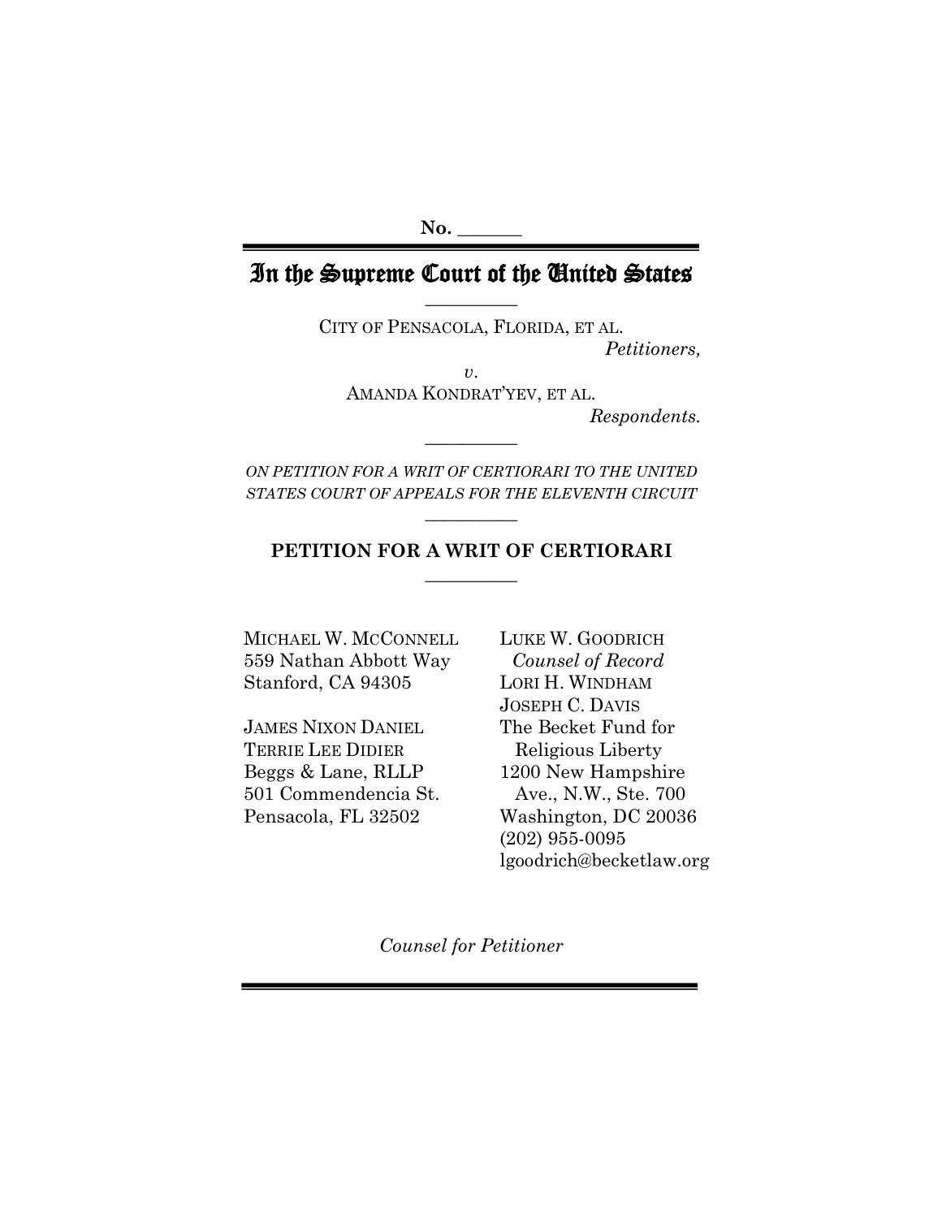No. \_\_\_\_\_\_\_

# In the Supreme Court of the United States

CITY OF PENSACOLA, FLORIDA, ET AL.
*Petitioners,*

*v.*

AMANDA KONDRAT'YEV, ET AL.
*Respondents.*

*ON PETITION FOR A WRIT OF CERTIORARI TO THE UNITED STATES COURT OF APPEALS FOR THE ELEVENTH CIRCUIT*

## PETITION FOR A WRIT OF CERTIORARI

MICHAEL W. MCCONNELL
559 Nathan Abbott Way
Stanford, CA 94305

JAMES NIXON DANIEL
TERRIE LEE DIDIER
Beggs & Lane, RLLP
501 Commendencia St.
Pensacola, FL 32502

LUKE W. GOODRICH
*Counsel of Record*
LORI H. WINDHAM
JOSEPH C. DAVIS
The Becket Fund for Religious Liberty
1200 New Hampshire Ave., N.W., Ste. 700
Washington, DC 20036
(202) 955-0095
lgoodrich@becketlaw.org

*Counsel for Petitioner*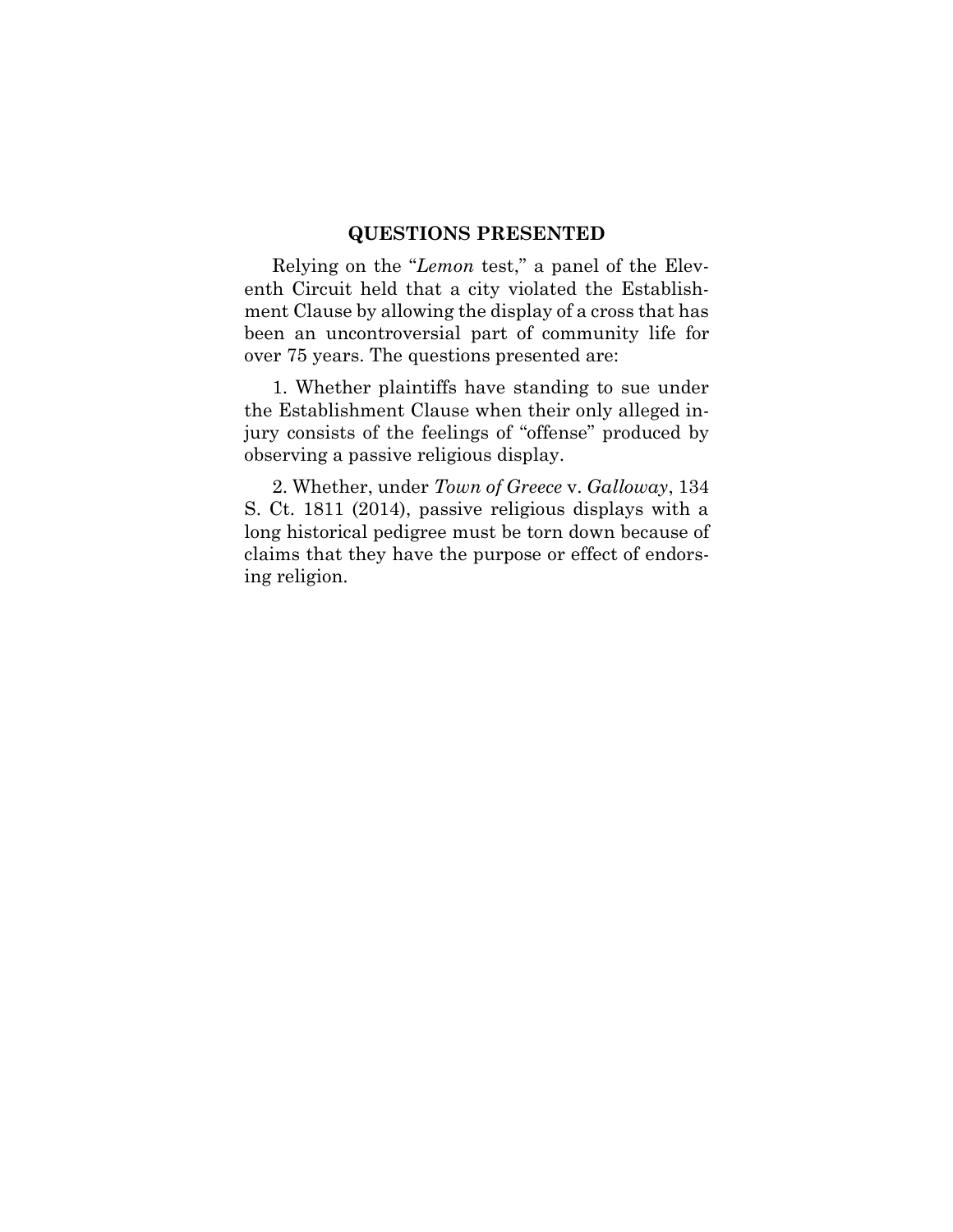## QUESTIONS PRESENTED

Relying on the "*Lemon* test," a panel of the Eleventh Circuit held that a city violated the Establishment Clause by allowing the display of a cross that has been an uncontroversial part of community life for over 75 years. The questions presented are:

1. Whether plaintiffs have standing to sue under the Establishment Clause when their only alleged injury consists of the feelings of "offense" produced by observing a passive religious display.

2. Whether, under *Town of Greece* v. *Galloway*, 134 S. Ct. 1811 (2014), passive religious displays with a long historical pedigree must be torn down because of claims that they have the purpose or effect of endorsing religion.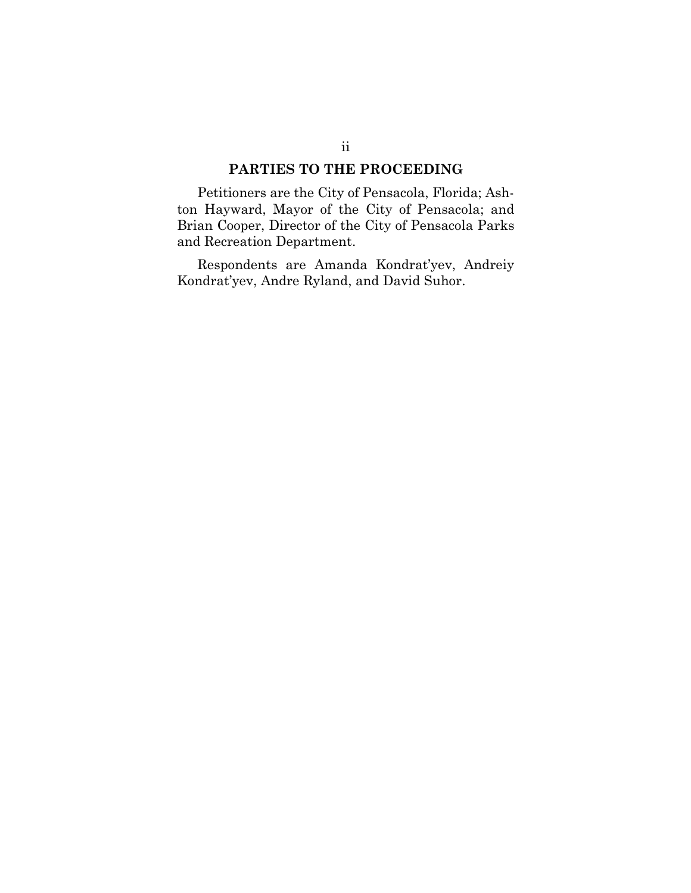## PARTIES TO THE PROCEEDING

Petitioners are the City of Pensacola, Florida; Ashton Hayward, Mayor of the City of Pensacola; and Brian Cooper, Director of the City of Pensacola Parks and Recreation Department.

Respondents are Amanda Kondrat'yev, Andreiy Kondrat'yev, Andre Ryland, and David Suhor.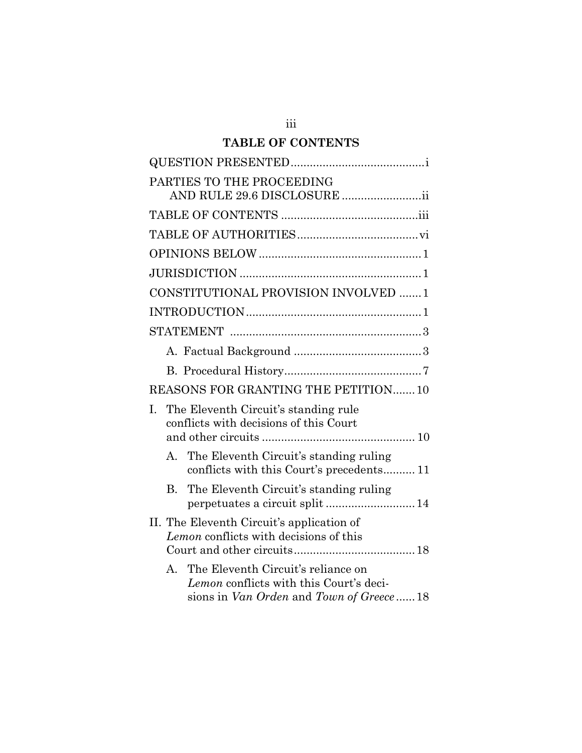## TABLE OF CONTENTS

QUESTION PRESENTED .......................................... i

PARTIES TO THE PROCEEDING AND RULE 29.6 DISCLOSURE ......................... ii

TABLE OF CONTENTS ........................................... iii

TABLE OF AUTHORITIES ...................................... vi

OPINIONS BELOW ................................................... 1

JURISDICTION ......................................................... 1

CONSTITUTIONAL PROVISION INVOLVED ....... 1

INTRODUCTION ....................................................... 1

STATEMENT ............................................................ 3

- A. Factual Background ........................................ 3
- B. Procedural History ........................................... 7

REASONS FOR GRANTING THE PETITION ....... 10

I. The Eleventh Circuit's standing rule conflicts with decisions of this Court and other circuits ................................................ 10

- A. The Eleventh Circuit's standing ruling conflicts with this Court's precedents .......... 11
- B. The Eleventh Circuit's standing ruling perpetuates a circuit split ............................ 14

II. The Eleventh Circuit's application of *Lemon* conflicts with decisions of this Court and other circuits ...................................... 18

- A. The Eleventh Circuit's reliance on *Lemon* conflicts with this Court's decisions in *Van Orden* and *Town of Greece* ...... 18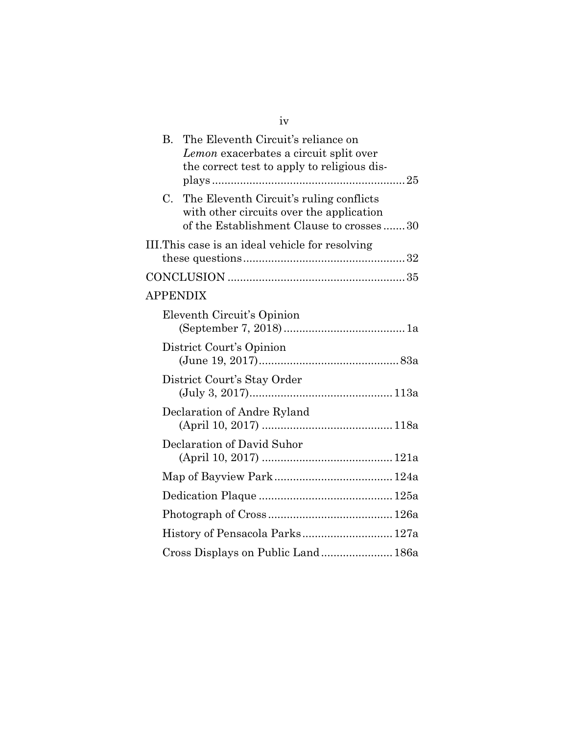B. The Eleventh Circuit's reliance on *Lemon* exacerbates a circuit split over the correct test to apply to religious displays ............................................................ 25

C. The Eleventh Circuit's ruling conflicts with other circuits over the application of the Establishment Clause to crosses ....... 30

III. This case is an ideal vehicle for resolving these questions .................................................... 32

CONCLUSION ........................................................ 35

APPENDIX

Eleventh Circuit's Opinion (September 7, 2018) ....................................... 1a

District Court's Opinion (June 19, 2017) ............................................. 83a

District Court's Stay Order (July 3, 2017) .............................................. 113a

Declaration of Andre Ryland (April 10, 2017) .......................................... 118a

Declaration of David Suhor (April 10, 2017) .......................................... 121a

Map of Bayview Park ...................................... 124a

Dedication Plaque ........................................... 125a

Photograph of Cross ........................................ 126a

History of Pensacola Parks ............................. 127a

Cross Displays on Public Land ....................... 186a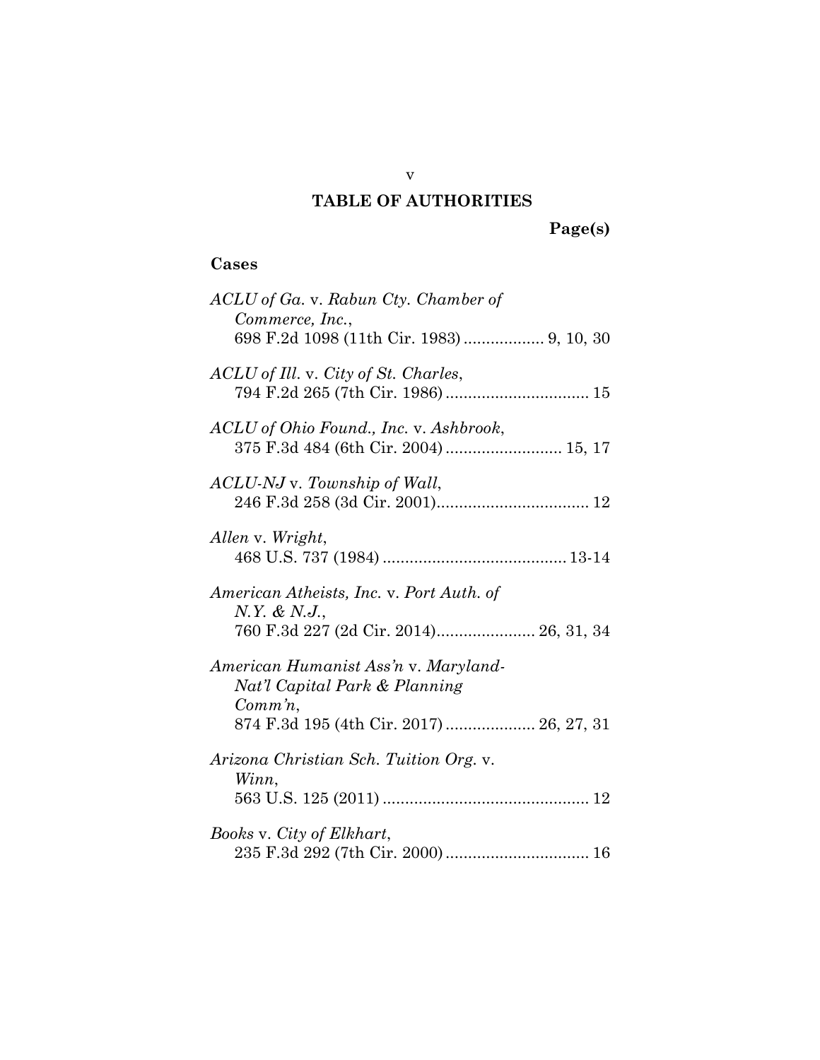# TABLE OF AUTHORITIES

**Page(s)**

## Cases

*ACLU of Ga.* v. *Rabun Cty. Chamber of Commerce, Inc.*, 698 F.2d 1098 (11th Cir. 1983) .................. 9, 10, 30

*ACLU of Ill.* v. *City of St. Charles*, 794 F.2d 265 (7th Cir. 1986) ................................ 15

*ACLU of Ohio Found., Inc.* v. *Ashbrook*, 375 F.3d 484 (6th Cir. 2004) .......................... 15, 17

*ACLU-NJ* v. *Township of Wall*, 246 F.3d 258 (3d Cir. 2001).................................. 12

*Allen* v. *Wright*, 468 U.S. 737 (1984) ......................................... 13-14

*American Atheists, Inc.* v. *Port Auth. of N.Y. & N.J.*, 760 F.3d 227 (2d Cir. 2014)...................... 26, 31, 34

*American Humanist Ass'n* v. *Maryland-Nat'l Capital Park & Planning Comm'n*, 874 F.3d 195 (4th Cir. 2017) .................... 26, 27, 31

*Arizona Christian Sch. Tuition Org.* v. *Winn*, 563 U.S. 125 (2011) .............................................. 12

*Books* v. *City of Elkhart*, 235 F.3d 292 (7th Cir. 2000) ................................ 16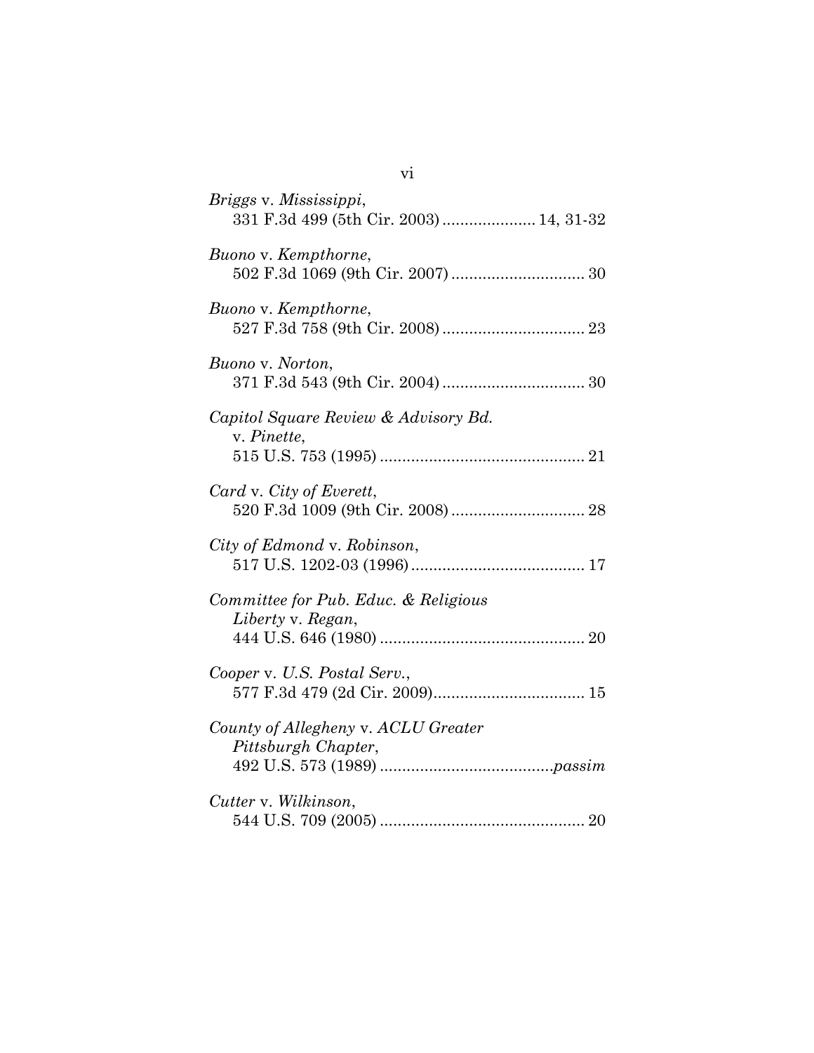*Briggs* v. *Mississippi*,
331 F.3d 499 (5th Cir. 2003) .................... 14, 31-32

*Buono* v. *Kempthorne*,
502 F.3d 1069 (9th Cir. 2007) ............................. 30

*Buono* v. *Kempthorne*,
527 F.3d 758 (9th Cir. 2008) ................................ 23

*Buono* v. *Norton*,
371 F.3d 543 (9th Cir. 2004) ................................ 30

*Capitol Square Review & Advisory Bd.* v. *Pinette*,
515 U.S. 753 (1995) .............................................. 21

*Card* v. *City of Everett*,
520 F.3d 1009 (9th Cir. 2008) .............................. 28

*City of Edmond* v. *Robinson*,
517 U.S. 1202-03 (1996) ....................................... 17

*Committee for Pub. Educ. & Religious Liberty* v. *Regan*,
444 U.S. 646 (1980) .............................................. 20

*Cooper* v. *U.S. Postal Serv.*,
577 F.3d 479 (2d Cir. 2009).................................. 15

*County of Allegheny* v. *ACLU Greater Pittsburgh Chapter*,
492 U.S. 573 (1989) .......................................*passim*

*Cutter* v. *Wilkinson*,
544 U.S. 709 (2005) .............................................. 20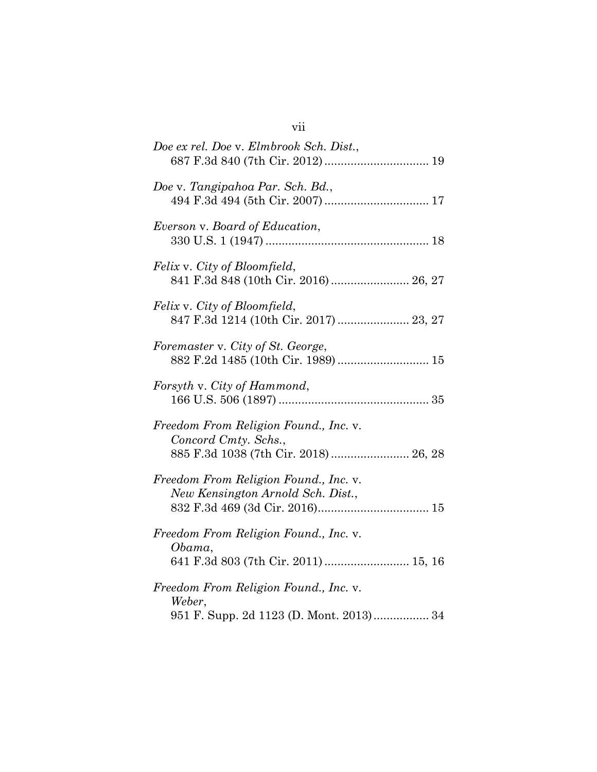*Doe ex rel. Doe* v. *Elmbrook Sch. Dist.*,
687 F.3d 840 (7th Cir. 2012) ................................ 19

*Doe* v. *Tangipahoa Par. Sch. Bd.*,
494 F.3d 494 (5th Cir. 2007) ................................ 17

*Everson* v. *Board of Education*,
330 U.S. 1 (1947) .................................................. 18

*Felix* v. *City of Bloomfield*,
841 F.3d 848 (10th Cir. 2016) ........................ 26, 27

*Felix* v. *City of Bloomfield*,
847 F.3d 1214 (10th Cir. 2017) ...................... 23, 27

*Foremaster* v. *City of St. George*,
882 F.2d 1485 (10th Cir. 1989) ............................ 15

*Forsyth* v. *City of Hammond*,
166 U.S. 506 (1897) .............................................. 35

*Freedom From Religion Found., Inc.* v.
*Concord Cmty. Schs.*,
885 F.3d 1038 (7th Cir. 2018) ........................ 26, 28

*Freedom From Religion Found., Inc.* v.
*New Kensington Arnold Sch. Dist.*,
832 F.3d 469 (3d Cir. 2016).................................. 15

*Freedom From Religion Found., Inc.* v.
*Obama*,
641 F.3d 803 (7th Cir. 2011) .......................... 15, 16

*Freedom From Religion Found., Inc.* v.
*Weber*,
951 F. Supp. 2d 1123 (D. Mont. 2013)................. 34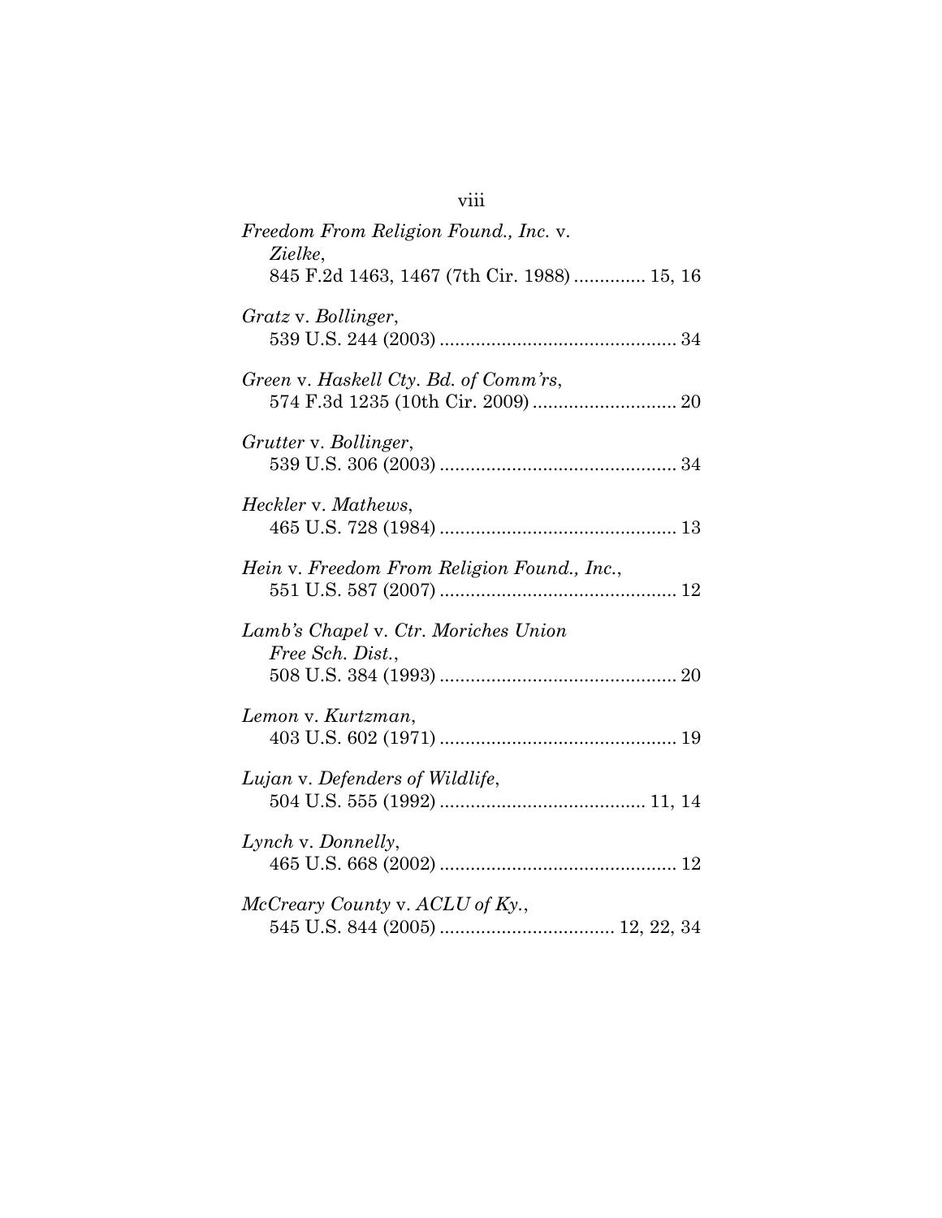*Freedom From Religion Found., Inc.* v. *Zielke*,
845 F.2d 1463, 1467 (7th Cir. 1988) ............. 15, 16

*Gratz* v. *Bollinger*,
539 U.S. 244 (2003) ............................................. 34

*Green* v. *Haskell Cty. Bd. of Comm'rs*,
574 F.3d 1235 (10th Cir. 2009) ........................... 20

*Grutter* v. *Bollinger*,
539 U.S. 306 (2003) ............................................. 34

*Heckler* v. *Mathews*,
465 U.S. 728 (1984) ............................................. 13

*Hein* v. *Freedom From Religion Found., Inc.*,
551 U.S. 587 (2007) ............................................. 12

*Lamb's Chapel* v. *Ctr. Moriches Union Free Sch. Dist.*,
508 U.S. 384 (1993) ............................................. 20

*Lemon* v. *Kurtzman*,
403 U.S. 602 (1971) ............................................. 19

*Lujan* v. *Defenders of Wildlife*,
504 U.S. 555 (1992) ....................................... 11, 14

*Lynch* v. *Donnelly*,
465 U.S. 668 (2002) ............................................. 12

*McCreary County* v. *ACLU of Ky.*,
545 U.S. 844 (2005) ................................. 12, 22, 34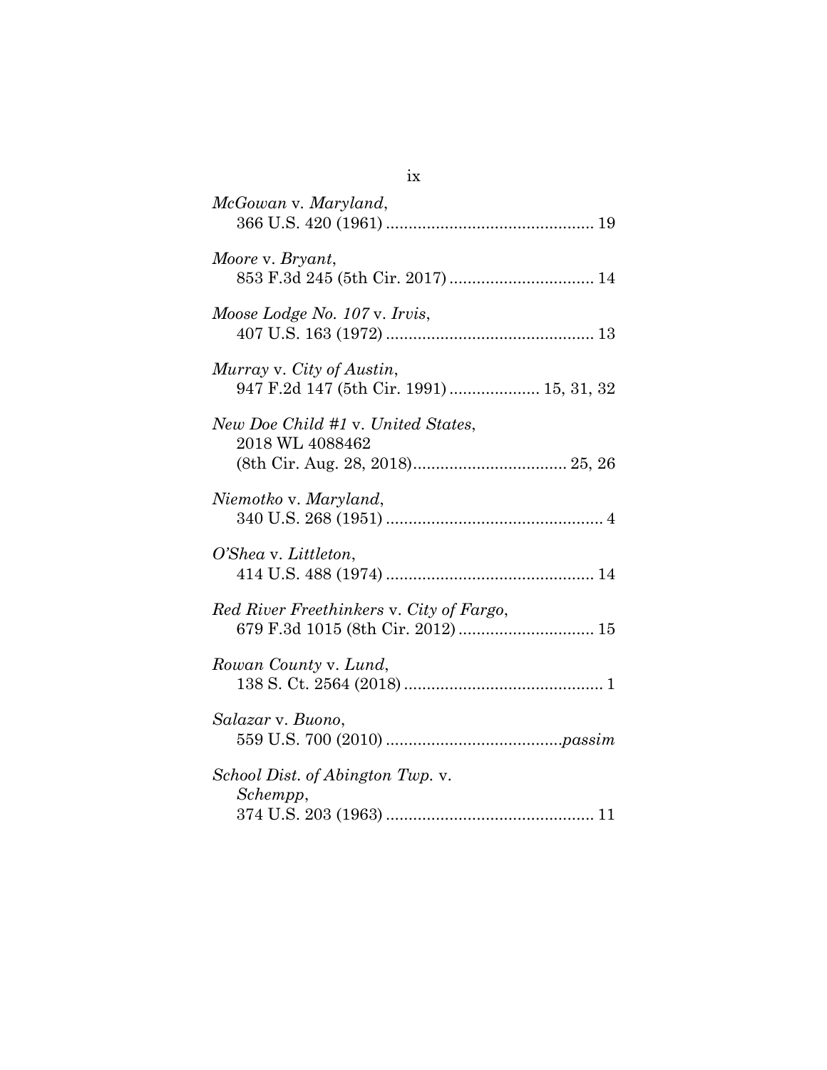*McGowan* v. *Maryland*,
366 U.S. 420 (1961) ............................................. 19

*Moore* v. *Bryant*,
853 F.3d 245 (5th Cir. 2017) ................................ 14

*Moose Lodge No. 107* v. *Irvis*,
407 U.S. 163 (1972) ............................................. 13

*Murray* v. *City of Austin*,
947 F.2d 147 (5th Cir. 1991) .................... 15, 31, 32

*New Doe Child #1* v. *United States*,
2018 WL 4088462
(8th Cir. Aug. 28, 2018).................................. 25, 26

*Niemotko* v. *Maryland*,
340 U.S. 268 (1951) ................................................ 4

*O'Shea* v. *Littleton*,
414 U.S. 488 (1974) ............................................. 14

*Red River Freethinkers* v. *City of Fargo*,
679 F.3d 1015 (8th Cir. 2012) ............................. 15

*Rowan County* v. *Lund*,
138 S. Ct. 2564 (2018) ............................................ 1

*Salazar* v. *Buono*,
559 U.S. 700 (2010) .......................................*passim*

*School Dist. of Abington Twp.* v.
*Schempp*,
374 U.S. 203 (1963) ............................................. 11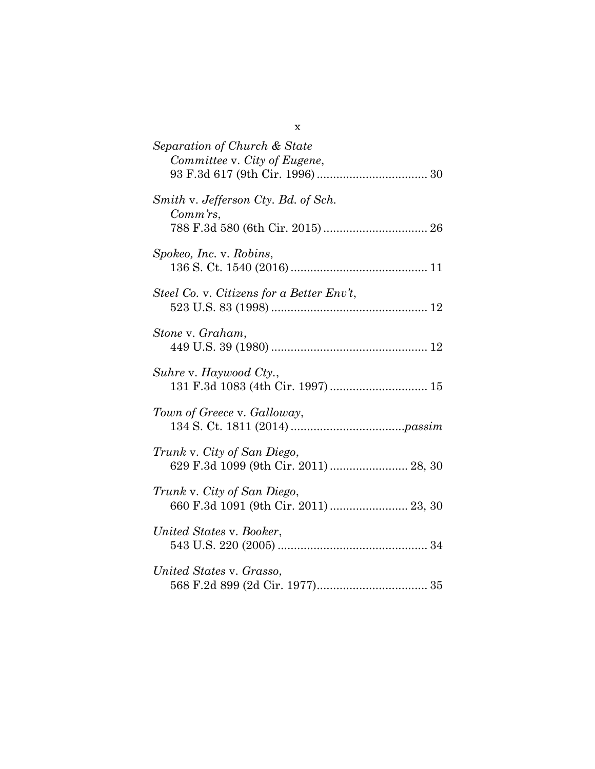*Separation of Church & State Committee* v. *City of Eugene*, 93 F.3d 617 (9th Cir. 1996) .................................. 30

*Smith* v. *Jefferson Cty. Bd. of Sch. Comm'rs*, 788 F.3d 580 (6th Cir. 2015) ................................ 26

*Spokeo, Inc.* v. *Robins*, 136 S. Ct. 1540 (2016) .......................................... 11

*Steel Co.* v. *Citizens for a Better Env't*, 523 U.S. 83 (1998) ................................................ 12

*Stone* v. *Graham*, 449 U.S. 39 (1980) ................................................ 12

*Suhre* v. *Haywood Cty.*, 131 F.3d 1083 (4th Cir. 1997) .............................. 15

*Town of Greece* v. *Galloway*, 134 S. Ct. 1811 (2014) ...................................*passim*

*Trunk* v. *City of San Diego*, 629 F.3d 1099 (9th Cir. 2011) ........................ 28, 30

*Trunk* v. *City of San Diego*, 660 F.3d 1091 (9th Cir. 2011) ........................ 23, 30

*United States* v. *Booker*, 543 U.S. 220 (2005) .............................................. 34

*United States* v. *Grasso*, 568 F.2d 899 (2d Cir. 1977).................................. 35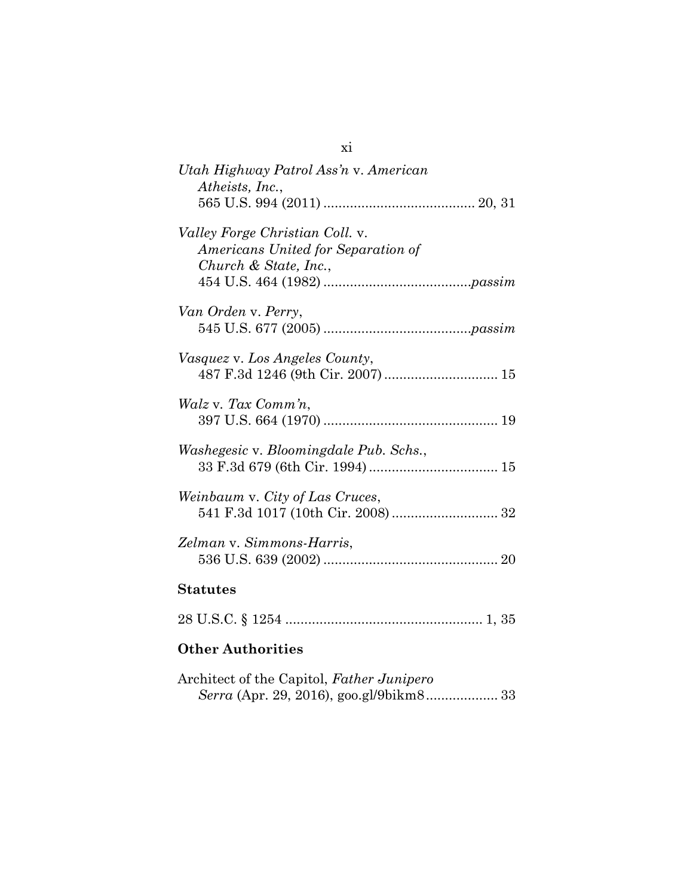*Utah Highway Patrol Ass'n* v. *American Atheists, Inc.*, 565 U.S. 994 (2011) ........................................ 20, 31

*Valley Forge Christian Coll.* v. *Americans United for Separation of Church & State, Inc.*, 454 U.S. 464 (1982) ....................................... *passim*

*Van Orden* v. *Perry*, 545 U.S. 677 (2005) ....................................... *passim*

*Vasquez* v. *Los Angeles County*, 487 F.3d 1246 (9th Cir. 2007) .............................. 15

*Walz* v. *Tax Comm'n*, 397 U.S. 664 (1970) .............................................. 19

*Washegesic* v. *Bloomingdale Pub. Schs.*, 33 F.3d 679 (6th Cir. 1994) .................................. 15

*Weinbaum* v. *City of Las Cruces*, 541 F.3d 1017 (10th Cir. 2008) ............................ 32

*Zelman* v. *Simmons-Harris*, 536 U.S. 639 (2002) .............................................. 20

**Statutes**

28 U.S.C. § 1254 .................................................... 1, 35

**Other Authorities**

Architect of the Capitol, *Father Junipero Serra* (Apr. 29, 2016), goo.gl/9bikm8 ................... 33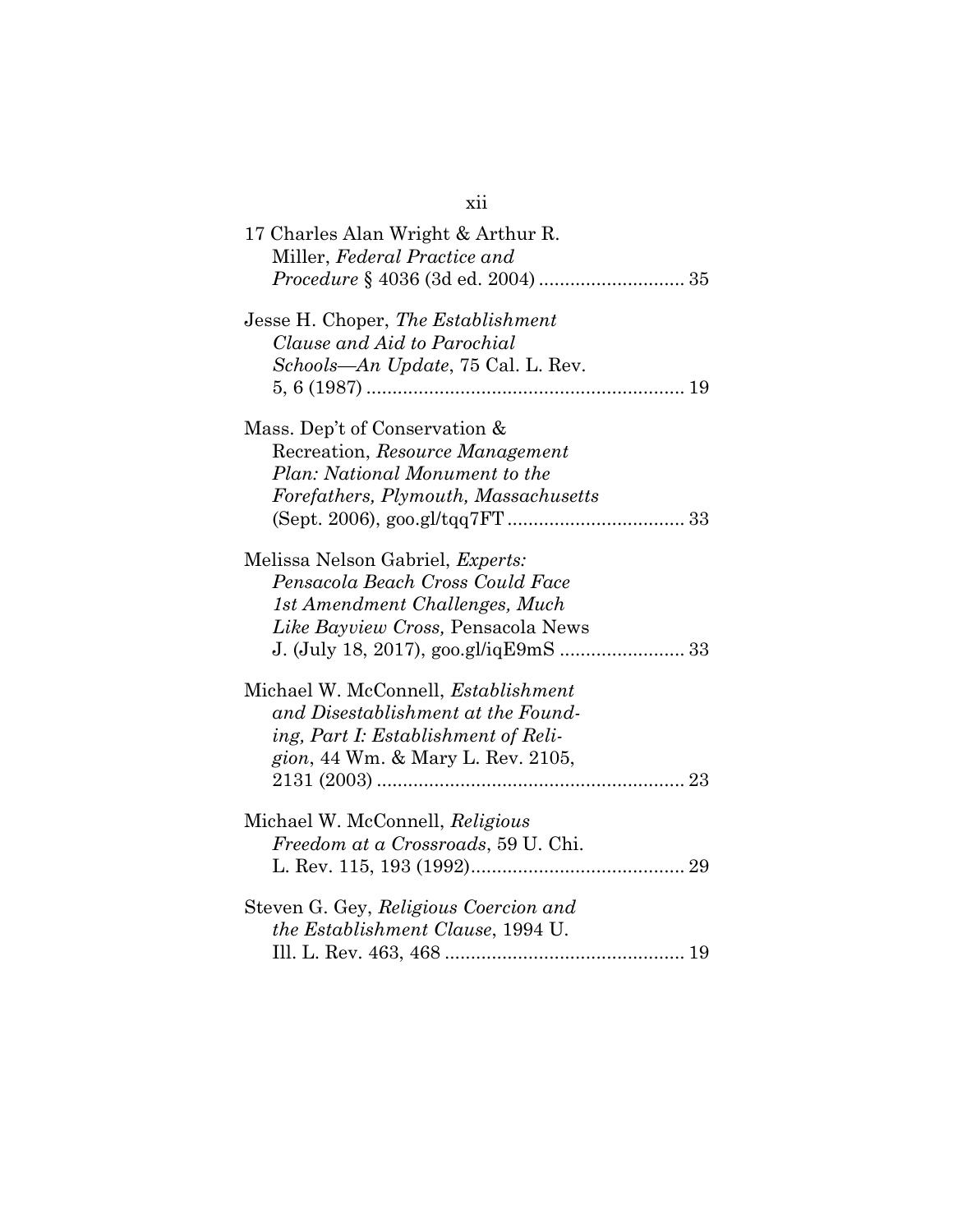17 Charles Alan Wright & Arthur R. Miller, *Federal Practice and Procedure* § 4036 (3d ed. 2004) ............................ 35

Jesse H. Choper, *The Establishment Clause and Aid to Parochial Schools—An Update*, 75 Cal. L. Rev. 5, 6 (1987) ............................................................ 19

Mass. Dep't of Conservation & Recreation, *Resource Management Plan: National Monument to the Forefathers, Plymouth, Massachusetts* (Sept. 2006), goo.gl/tqq7FT .................................. 33

Melissa Nelson Gabriel, *Experts: Pensacola Beach Cross Could Face 1st Amendment Challenges, Much Like Bayview Cross,* Pensacola News J. (July 18, 2017), goo.gl/iqE9mS ........................ 33

Michael W. McConnell, *Establishment and Disestablishment at the Founding, Part I: Establishment of Religion*, 44 Wm. & Mary L. Rev. 2105, 2131 (2003) .......................................................... 23

Michael W. McConnell, *Religious Freedom at a Crossroads*, 59 U. Chi. L. Rev. 115, 193 (1992)......................................... 29

Steven G. Gey, *Religious Coercion and the Establishment Clause*, 1994 U. Ill. L. Rev. 463, 468 ............................................. 19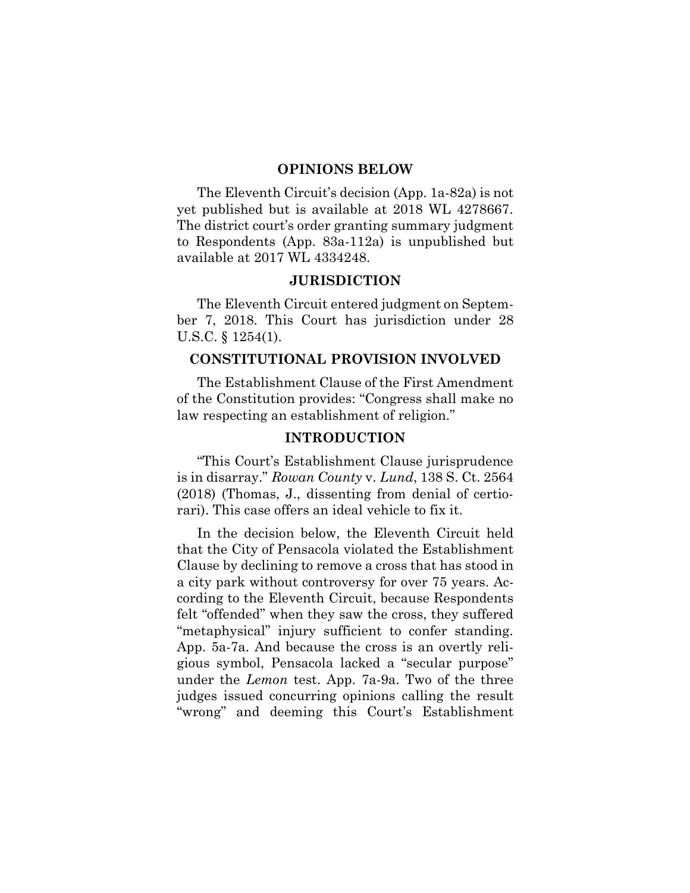## OPINIONS BELOW

The Eleventh Circuit's decision (App. 1a-82a) is not yet published but is available at 2018 WL 4278667. The district court's order granting summary judgment to Respondents (App. 83a-112a) is unpublished but available at 2017 WL 4334248.

## JURISDICTION

The Eleventh Circuit entered judgment on September 7, 2018. This Court has jurisdiction under 28 U.S.C. § 1254(1).

## CONSTITUTIONAL PROVISION INVOLVED

The Establishment Clause of the First Amendment of the Constitution provides: "Congress shall make no law respecting an establishment of religion."

## INTRODUCTION

"This Court's Establishment Clause jurisprudence is in disarray." *Rowan County* v. *Lund*, 138 S. Ct. 2564 (2018) (Thomas, J., dissenting from denial of certiorari). This case offers an ideal vehicle to fix it.

In the decision below, the Eleventh Circuit held that the City of Pensacola violated the Establishment Clause by declining to remove a cross that has stood in a city park without controversy for over 75 years. According to the Eleventh Circuit, because Respondents felt "offended" when they saw the cross, they suffered "metaphysical" injury sufficient to confer standing. App. 5a-7a. And because the cross is an overtly religious symbol, Pensacola lacked a "secular purpose" under the *Lemon* test. App. 7a-9a. Two of the three judges issued concurring opinions calling the result "wrong" and deeming this Court's Establishment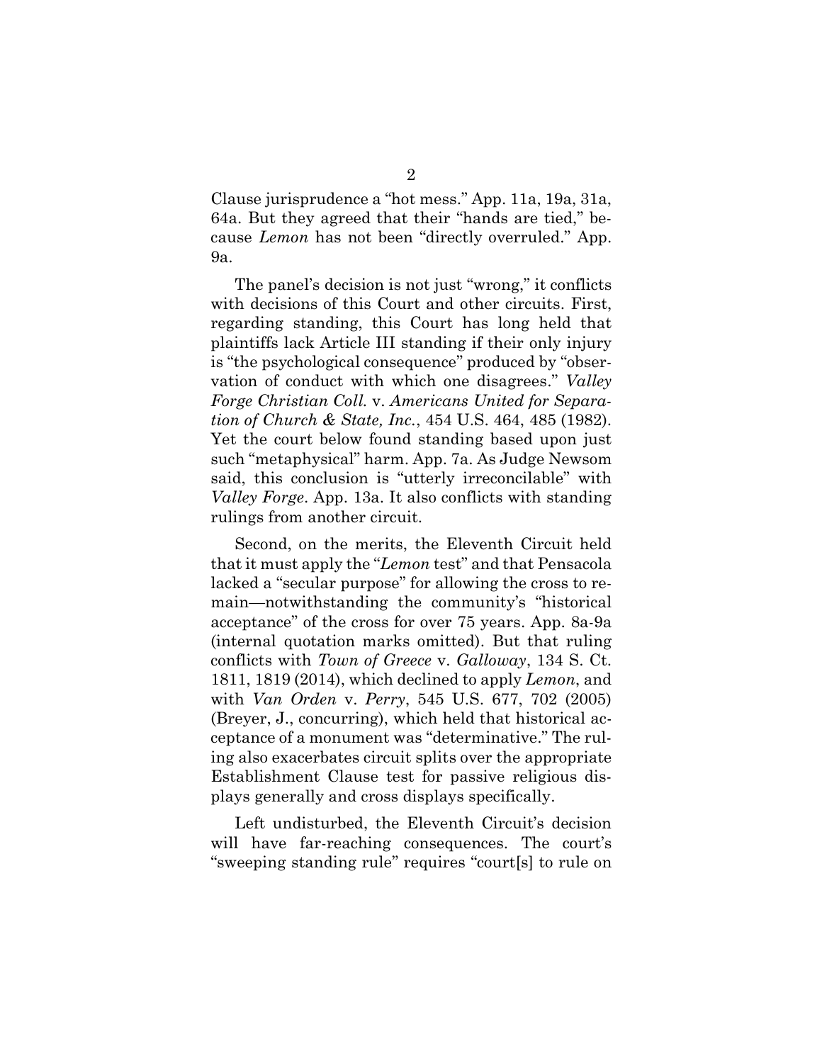Clause jurisprudence a "hot mess." App. 11a, 19a, 31a, 64a. But they agreed that their "hands are tied," because *Lemon* has not been "directly overruled." App. 9a.

The panel's decision is not just "wrong," it conflicts with decisions of this Court and other circuits. First, regarding standing, this Court has long held that plaintiffs lack Article III standing if their only injury is "the psychological consequence" produced by "observation of conduct with which one disagrees." *Valley Forge Christian Coll.* v. *Americans United for Separation of Church & State, Inc.*, 454 U.S. 464, 485 (1982). Yet the court below found standing based upon just such "metaphysical" harm. App. 7a. As Judge Newsom said, this conclusion is "utterly irreconcilable" with *Valley Forge*. App. 13a. It also conflicts with standing rulings from another circuit.

Second, on the merits, the Eleventh Circuit held that it must apply the "*Lemon* test" and that Pensacola lacked a "secular purpose" for allowing the cross to remain—notwithstanding the community's "historical acceptance" of the cross for over 75 years. App. 8a-9a (internal quotation marks omitted). But that ruling conflicts with *Town of Greece* v. *Galloway*, 134 S. Ct. 1811, 1819 (2014), which declined to apply *Lemon*, and with *Van Orden* v. *Perry*, 545 U.S. 677, 702 (2005) (Breyer, J., concurring), which held that historical acceptance of a monument was "determinative." The ruling also exacerbates circuit splits over the appropriate Establishment Clause test for passive religious displays generally and cross displays specifically.

Left undisturbed, the Eleventh Circuit's decision will have far-reaching consequences. The court's "sweeping standing rule" requires "court[s] to rule on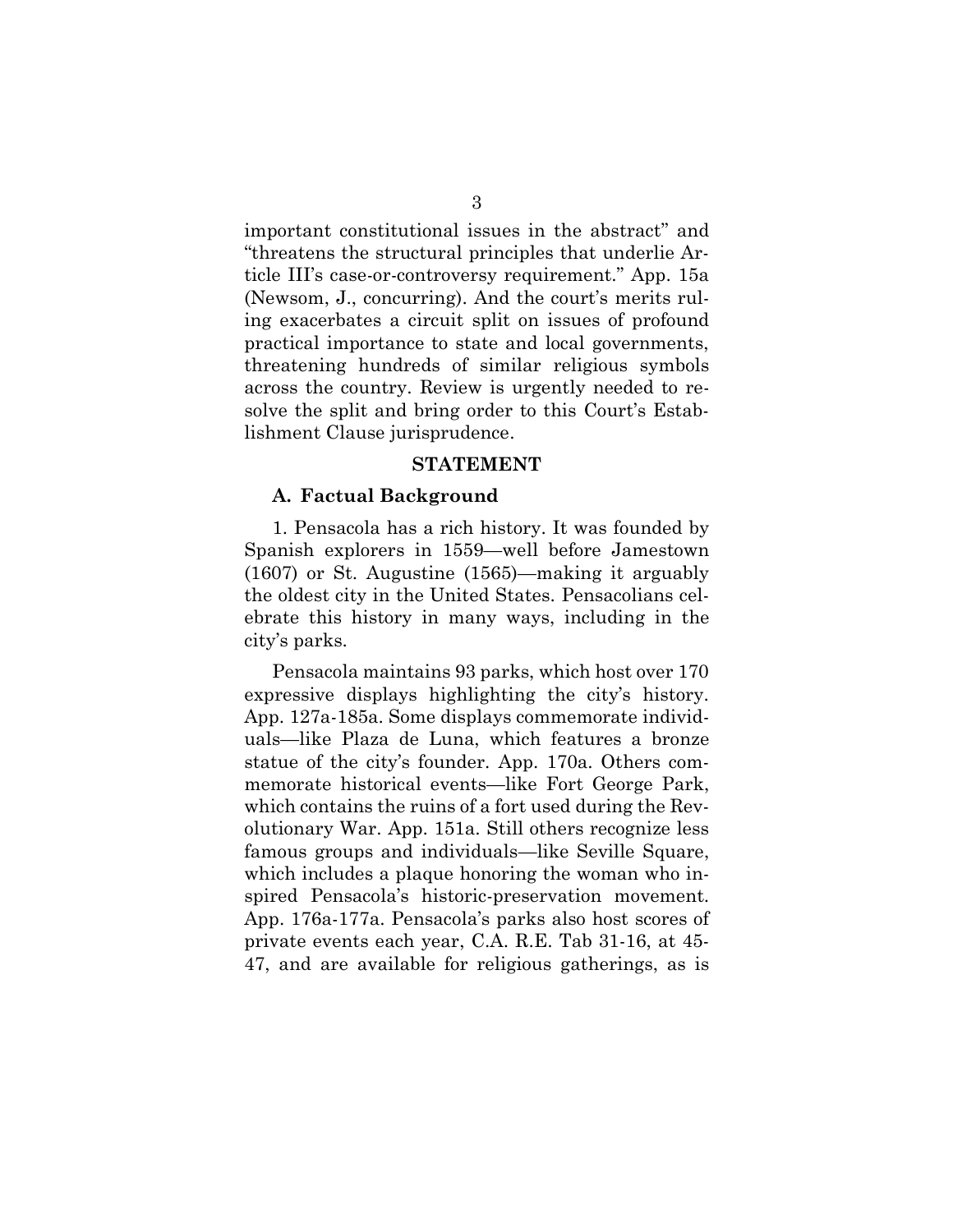important constitutional issues in the abstract" and "threatens the structural principles that underlie Article III's case-or-controversy requirement." App. 15a (Newsom, J., concurring). And the court's merits ruling exacerbates a circuit split on issues of profound practical importance to state and local governments, threatening hundreds of similar religious symbols across the country. Review is urgently needed to resolve the split and bring order to this Court's Establishment Clause jurisprudence.

## STATEMENT

### A. Factual Background

1. Pensacola has a rich history. It was founded by Spanish explorers in 1559—well before Jamestown (1607) or St. Augustine (1565)—making it arguably the oldest city in the United States. Pensacolians celebrate this history in many ways, including in the city's parks.

Pensacola maintains 93 parks, which host over 170 expressive displays highlighting the city's history. App. 127a-185a. Some displays commemorate individuals—like Plaza de Luna, which features a bronze statue of the city's founder. App. 170a. Others commemorate historical events—like Fort George Park, which contains the ruins of a fort used during the Revolutionary War. App. 151a. Still others recognize less famous groups and individuals—like Seville Square, which includes a plaque honoring the woman who inspired Pensacola's historic-preservation movement. App. 176a-177a. Pensacola's parks also host scores of private events each year, C.A. R.E. Tab 31-16, at 45-47, and are available for religious gatherings, as is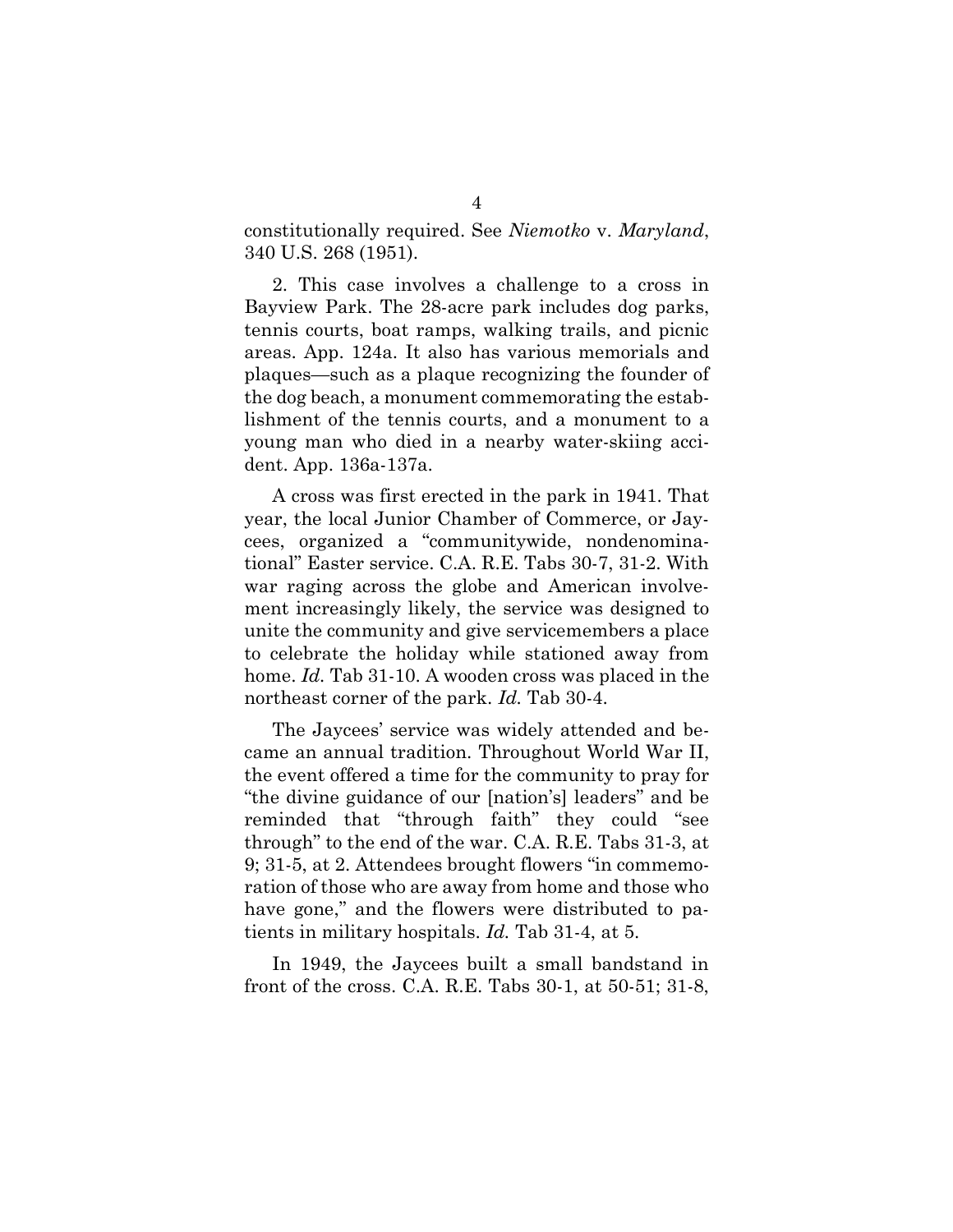constitutionally required. See *Niemotko* v. *Maryland*, 340 U.S. 268 (1951).

2. This case involves a challenge to a cross in Bayview Park. The 28-acre park includes dog parks, tennis courts, boat ramps, walking trails, and picnic areas. App. 124a. It also has various memorials and plaques—such as a plaque recognizing the founder of the dog beach, a monument commemorating the establishment of the tennis courts, and a monument to a young man who died in a nearby water-skiing accident. App. 136a-137a.

A cross was first erected in the park in 1941. That year, the local Junior Chamber of Commerce, or Jaycees, organized a "communitywide, nondenominational" Easter service. C.A. R.E. Tabs 30-7, 31-2. With war raging across the globe and American involvement increasingly likely, the service was designed to unite the community and give servicemembers a place to celebrate the holiday while stationed away from home. *Id.* Tab 31-10. A wooden cross was placed in the northeast corner of the park. *Id.* Tab 30-4.

The Jaycees' service was widely attended and became an annual tradition. Throughout World War II, the event offered a time for the community to pray for "the divine guidance of our [nation's] leaders" and be reminded that "through faith" they could "see through" to the end of the war. C.A. R.E. Tabs 31-3, at 9; 31-5, at 2. Attendees brought flowers "in commemoration of those who are away from home and those who have gone," and the flowers were distributed to patients in military hospitals. *Id.* Tab 31-4, at 5.

In 1949, the Jaycees built a small bandstand in front of the cross. C.A. R.E. Tabs 30-1, at 50-51; 31-8,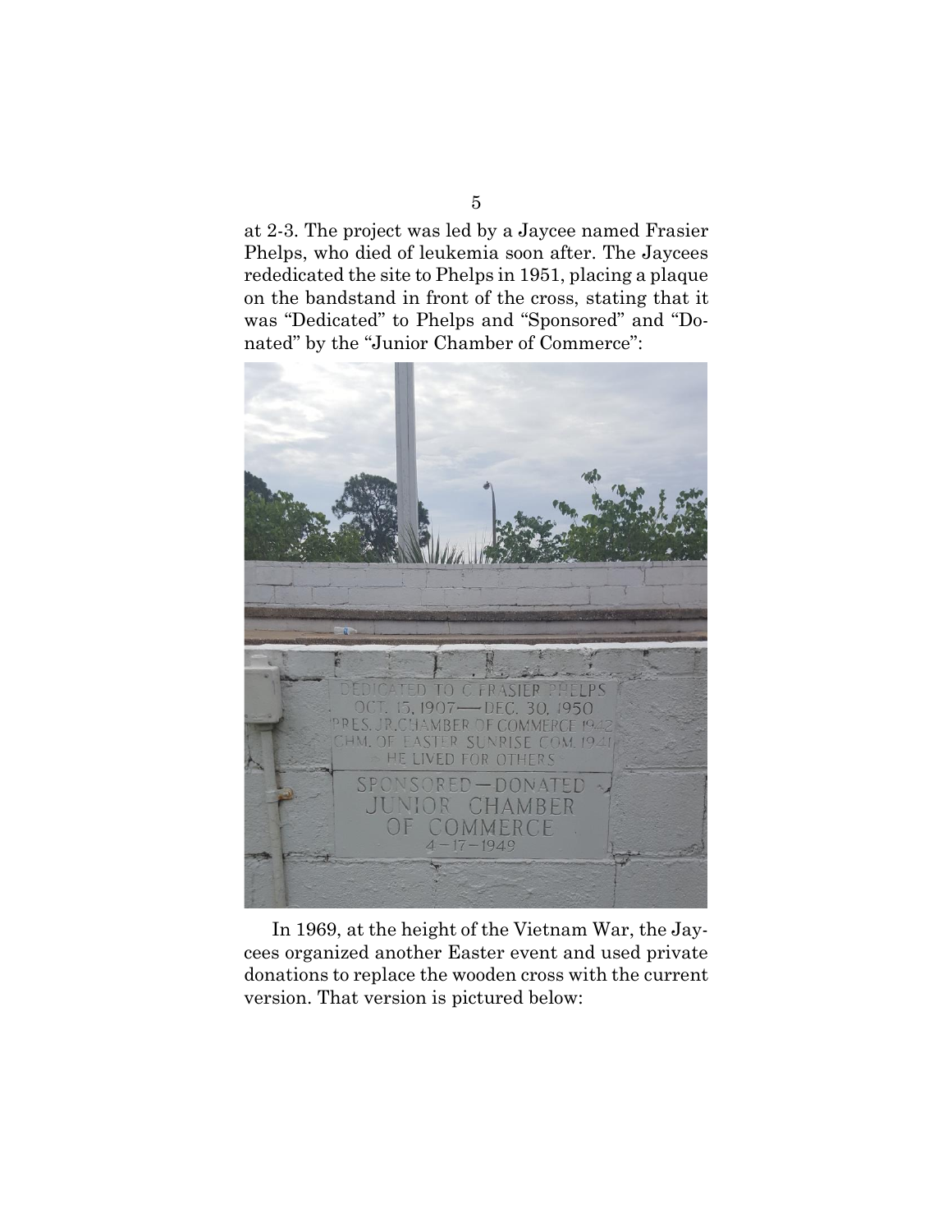at 2-3. The project was led by a Jaycee named Frasier Phelps, who died of leukemia soon after. The Jaycees rededicated the site to Phelps in 1951, placing a plaque on the bandstand in front of the cross, stating that it was "Dedicated" to Phelps and "Sponsored" and "Donated" by the "Junior Chamber of Commerce":

In 1969, at the height of the Vietnam War, the Jaycees organized another Easter event and used private donations to replace the wooden cross with the current version. That version is pictured below: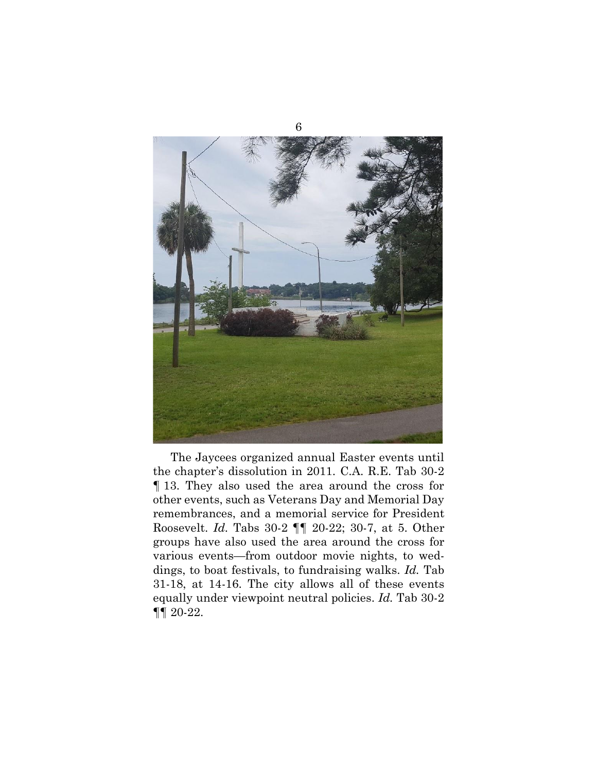The Jaycees organized annual Easter events until the chapter's dissolution in 2011. C.A. R.E. Tab 30-2 ¶ 13. They also used the area around the cross for other events, such as Veterans Day and Memorial Day remembrances, and a memorial service for President Roosevelt. *Id.* Tabs 30-2 ¶¶ 20-22; 30-7, at 5. Other groups have also used the area around the cross for various events—from outdoor movie nights, to weddings, to boat festivals, to fundraising walks. *Id.* Tab 31-18, at 14-16. The city allows all of these events equally under viewpoint neutral policies. *Id.* Tab 30-2 ¶¶ 20-22.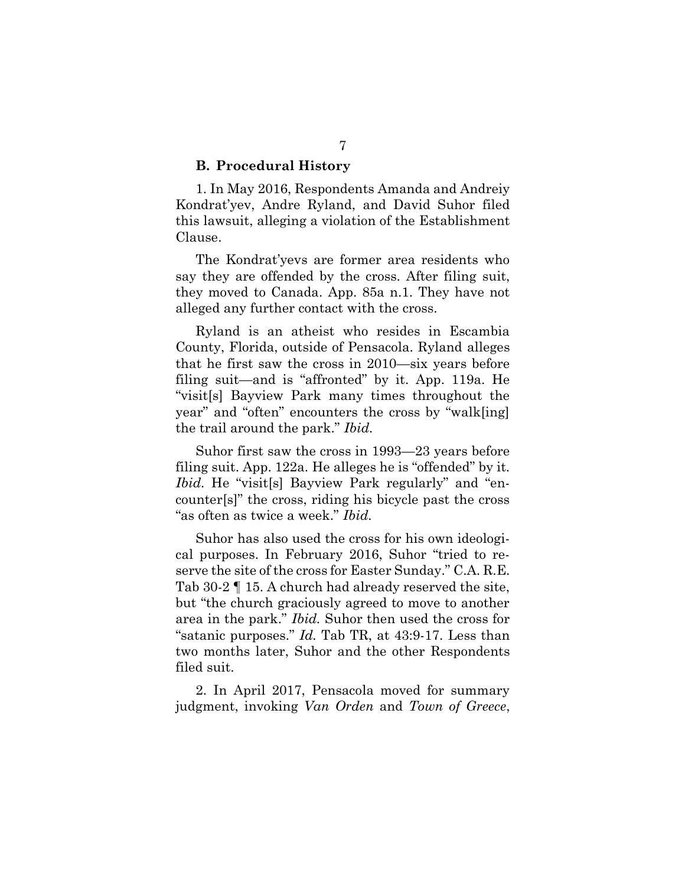### B. Procedural History

1. In May 2016, Respondents Amanda and Andreiy Kondrat'yev, Andre Ryland, and David Suhor filed this lawsuit, alleging a violation of the Establishment Clause.

The Kondrat'yevs are former area residents who say they are offended by the cross. After filing suit, they moved to Canada. App. 85a n.1. They have not alleged any further contact with the cross.

Ryland is an atheist who resides in Escambia County, Florida, outside of Pensacola. Ryland alleges that he first saw the cross in 2010—six years before filing suit—and is "affronted" by it. App. 119a. He "visit[s] Bayview Park many times throughout the year" and "often" encounters the cross by "walk[ing] the trail around the park." *Ibid.*

Suhor first saw the cross in 1993—23 years before filing suit. App. 122a. He alleges he is "offended" by it. *Ibid.* He "visit[s] Bayview Park regularly" and "encounter[s]" the cross, riding his bicycle past the cross "as often as twice a week." *Ibid.*

Suhor has also used the cross for his own ideological purposes. In February 2016, Suhor "tried to reserve the site of the cross for Easter Sunday." C.A. R.E. Tab 30-2 ¶ 15. A church had already reserved the site, but "the church graciously agreed to move to another area in the park." *Ibid.* Suhor then used the cross for "satanic purposes." *Id.* Tab TR, at 43:9-17. Less than two months later, Suhor and the other Respondents filed suit.

2. In April 2017, Pensacola moved for summary judgment, invoking *Van Orden* and *Town of Greece*,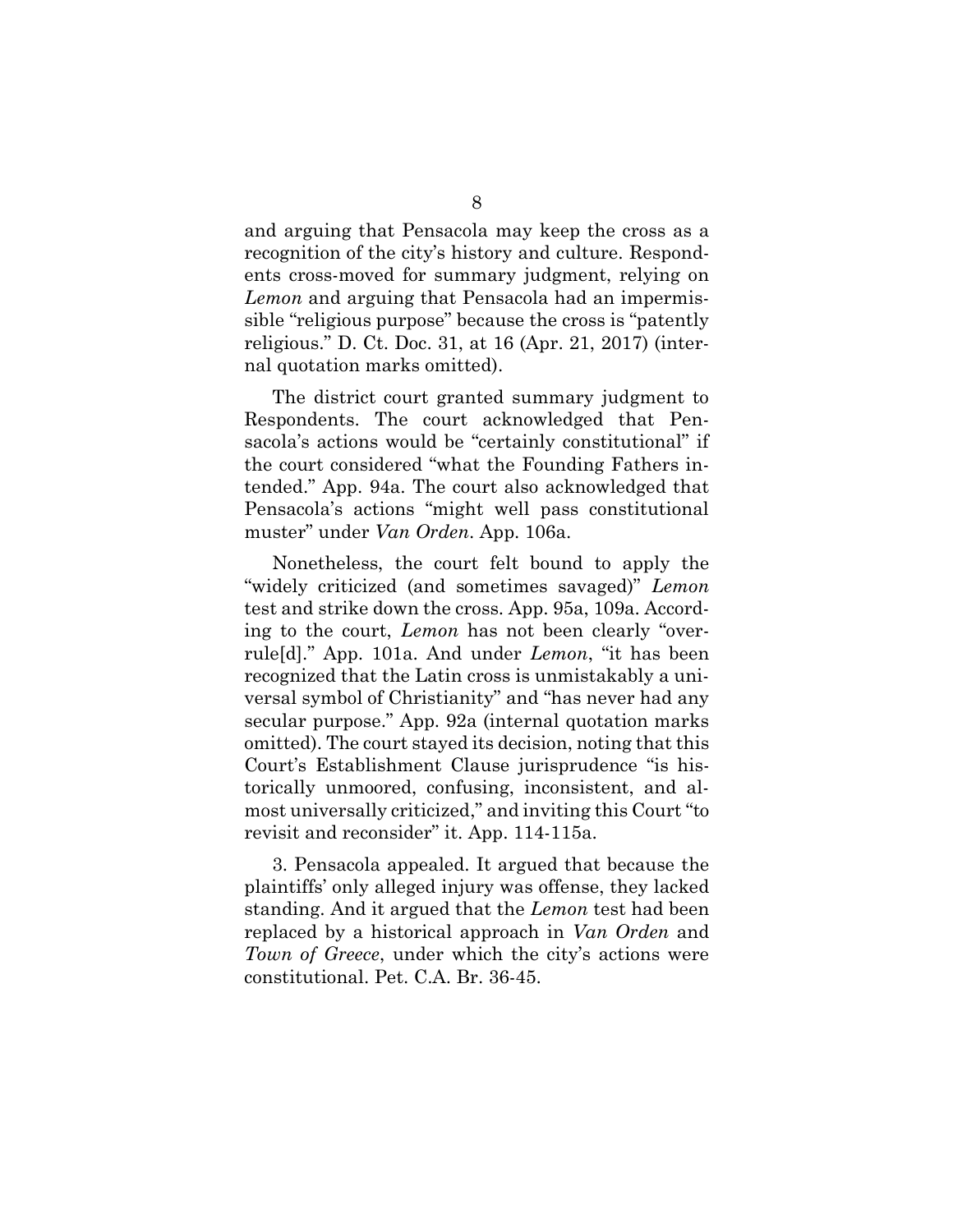and arguing that Pensacola may keep the cross as a recognition of the city's history and culture. Respondents cross-moved for summary judgment, relying on *Lemon* and arguing that Pensacola had an impermissible "religious purpose" because the cross is "patently religious." D. Ct. Doc. 31, at 16 (Apr. 21, 2017) (internal quotation marks omitted).

The district court granted summary judgment to Respondents. The court acknowledged that Pensacola's actions would be "certainly constitutional" if the court considered "what the Founding Fathers intended." App. 94a. The court also acknowledged that Pensacola's actions "might well pass constitutional muster" under *Van Orden*. App. 106a.

Nonetheless, the court felt bound to apply the "widely criticized (and sometimes savaged)" *Lemon* test and strike down the cross. App. 95a, 109a. According to the court, *Lemon* has not been clearly "overrule[d]." App. 101a. And under *Lemon*, "it has been recognized that the Latin cross is unmistakably a universal symbol of Christianity" and "has never had any secular purpose." App. 92a (internal quotation marks omitted). The court stayed its decision, noting that this Court's Establishment Clause jurisprudence "is historically unmoored, confusing, inconsistent, and almost universally criticized," and inviting this Court "to revisit and reconsider" it. App. 114-115a.

3. Pensacola appealed. It argued that because the plaintiffs' only alleged injury was offense, they lacked standing. And it argued that the *Lemon* test had been replaced by a historical approach in *Van Orden* and *Town of Greece*, under which the city's actions were constitutional. Pet. C.A. Br. 36-45.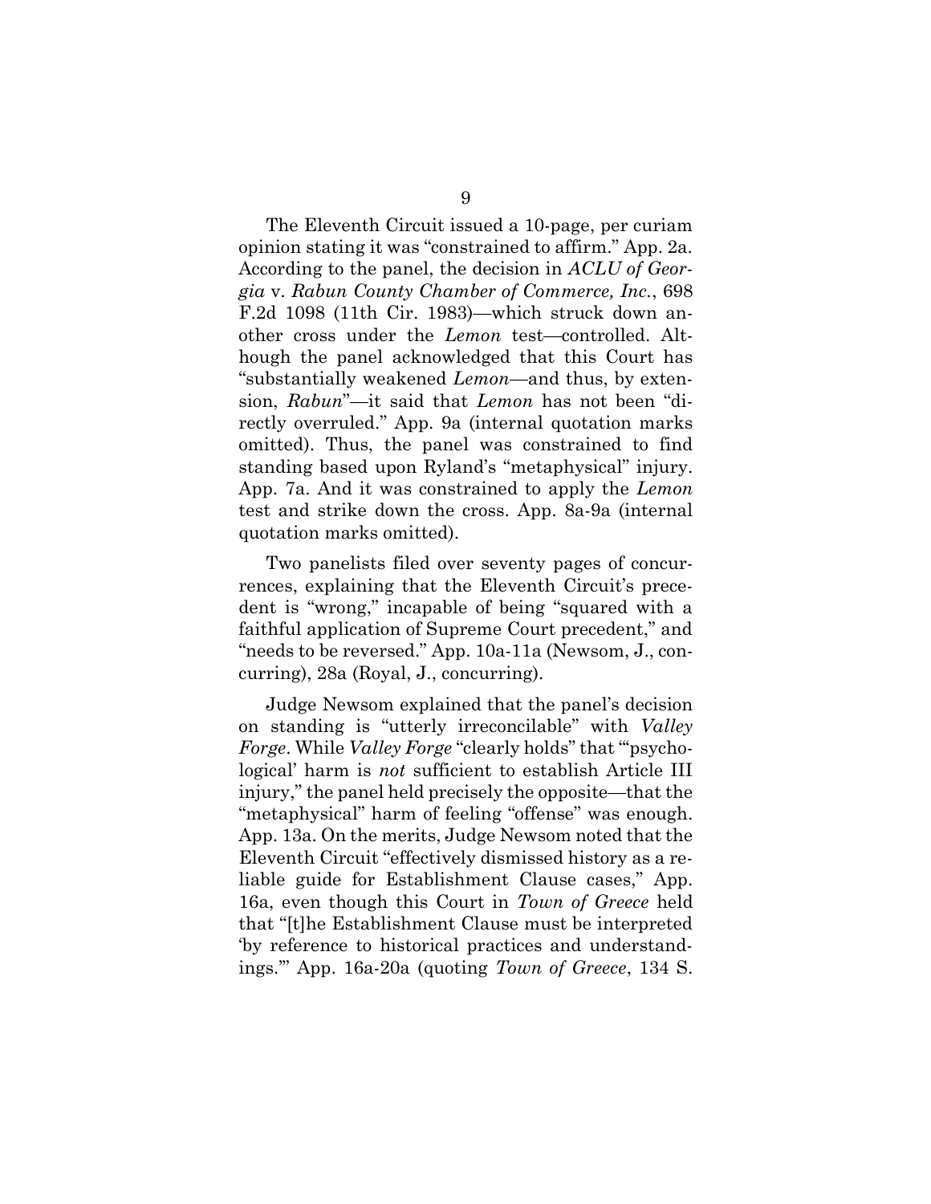The Eleventh Circuit issued a 10-page, per curiam opinion stating it was "constrained to affirm." App. 2a. According to the panel, the decision in *ACLU of Georgia* v. *Rabun County Chamber of Commerce, Inc.*, 698 F.2d 1098 (11th Cir. 1983)—which struck down another cross under the *Lemon* test—controlled. Although the panel acknowledged that this Court has "substantially weakened *Lemon*—and thus, by extension, *Rabun*"—it said that *Lemon* has not been "directly overruled." App. 9a (internal quotation marks omitted). Thus, the panel was constrained to find standing based upon Ryland's "metaphysical" injury. App. 7a. And it was constrained to apply the *Lemon* test and strike down the cross. App. 8a-9a (internal quotation marks omitted).

Two panelists filed over seventy pages of concurrences, explaining that the Eleventh Circuit's precedent is "wrong," incapable of being "squared with a faithful application of Supreme Court precedent," and "needs to be reversed." App. 10a-11a (Newsom, J., concurring), 28a (Royal, J., concurring).

Judge Newsom explained that the panel's decision on standing is "utterly irreconcilable" with *Valley Forge*. While *Valley Forge* "clearly holds" that "'psychological' harm is *not* sufficient to establish Article III injury," the panel held precisely the opposite—that the "metaphysical" harm of feeling "offense" was enough. App. 13a. On the merits, Judge Newsom noted that the Eleventh Circuit "effectively dismissed history as a reliable guide for Establishment Clause cases," App. 16a, even though this Court in *Town of Greece* held that "[t]he Establishment Clause must be interpreted 'by reference to historical practices and understandings.'" App. 16a-20a (quoting *Town of Greece*, 134 S.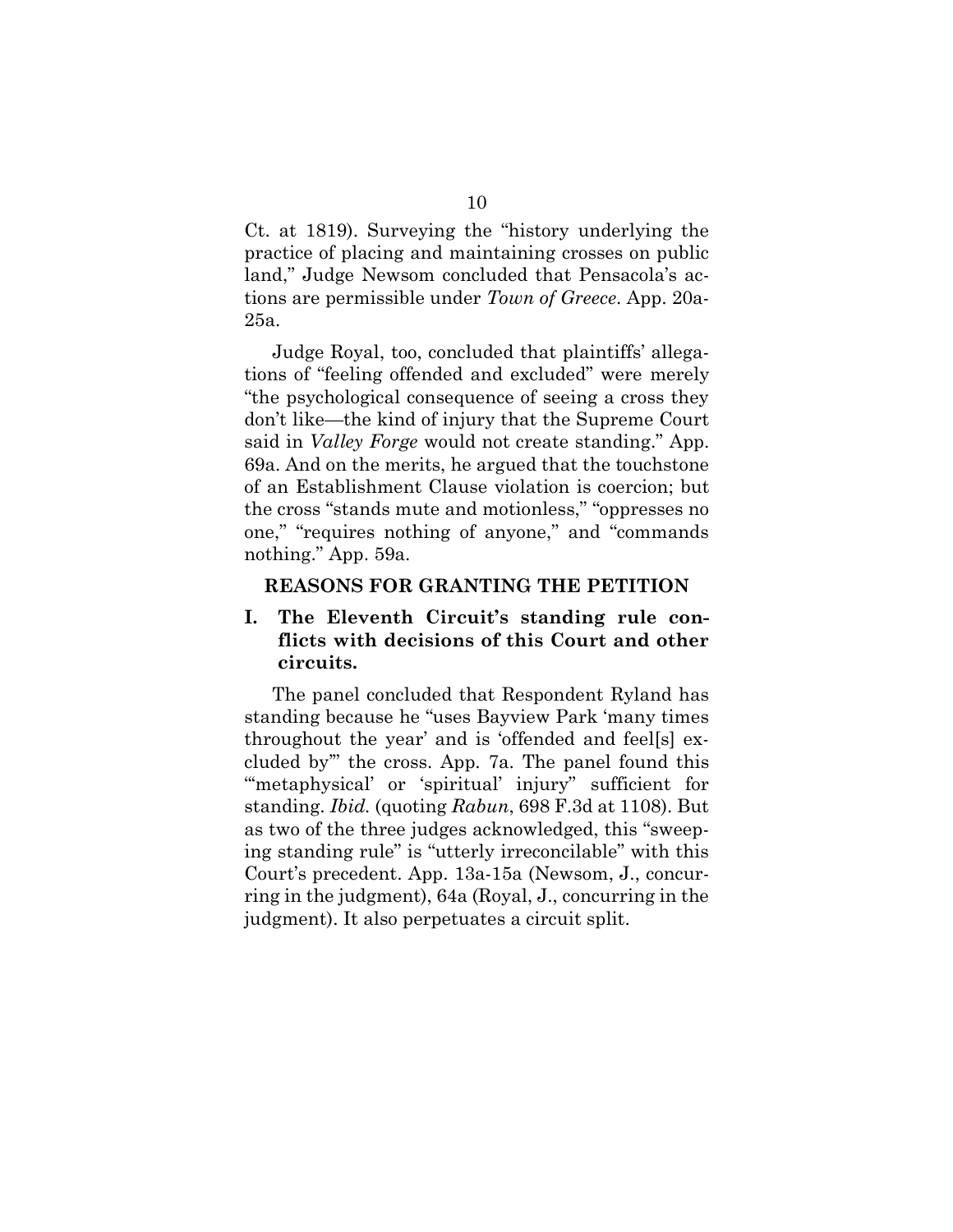Ct. at 1819). Surveying the "history underlying the practice of placing and maintaining crosses on public land," Judge Newsom concluded that Pensacola's actions are permissible under *Town of Greece*. App. 20a-25a.

Judge Royal, too, concluded that plaintiffs' allegations of "feeling offended and excluded" were merely "the psychological consequence of seeing a cross they don't like—the kind of injury that the Supreme Court said in *Valley Forge* would not create standing." App. 69a. And on the merits, he argued that the touchstone of an Establishment Clause violation is coercion; but the cross "stands mute and motionless," "oppresses no one," "requires nothing of anyone," and "commands nothing." App. 59a.

## REASONS FOR GRANTING THE PETITION

### I. The Eleventh Circuit's standing rule conflicts with decisions of this Court and other circuits.

The panel concluded that Respondent Ryland has standing because he "uses Bayview Park 'many times throughout the year' and is 'offended and feel[s] excluded by'" the cross. App. 7a. The panel found this "'metaphysical' or 'spiritual' injury" sufficient for standing. *Ibid.* (quoting *Rabun*, 698 F.3d at 1108). But as two of the three judges acknowledged, this "sweeping standing rule" is "utterly irreconcilable" with this Court's precedent. App. 13a-15a (Newsom, J., concurring in the judgment), 64a (Royal, J., concurring in the judgment). It also perpetuates a circuit split.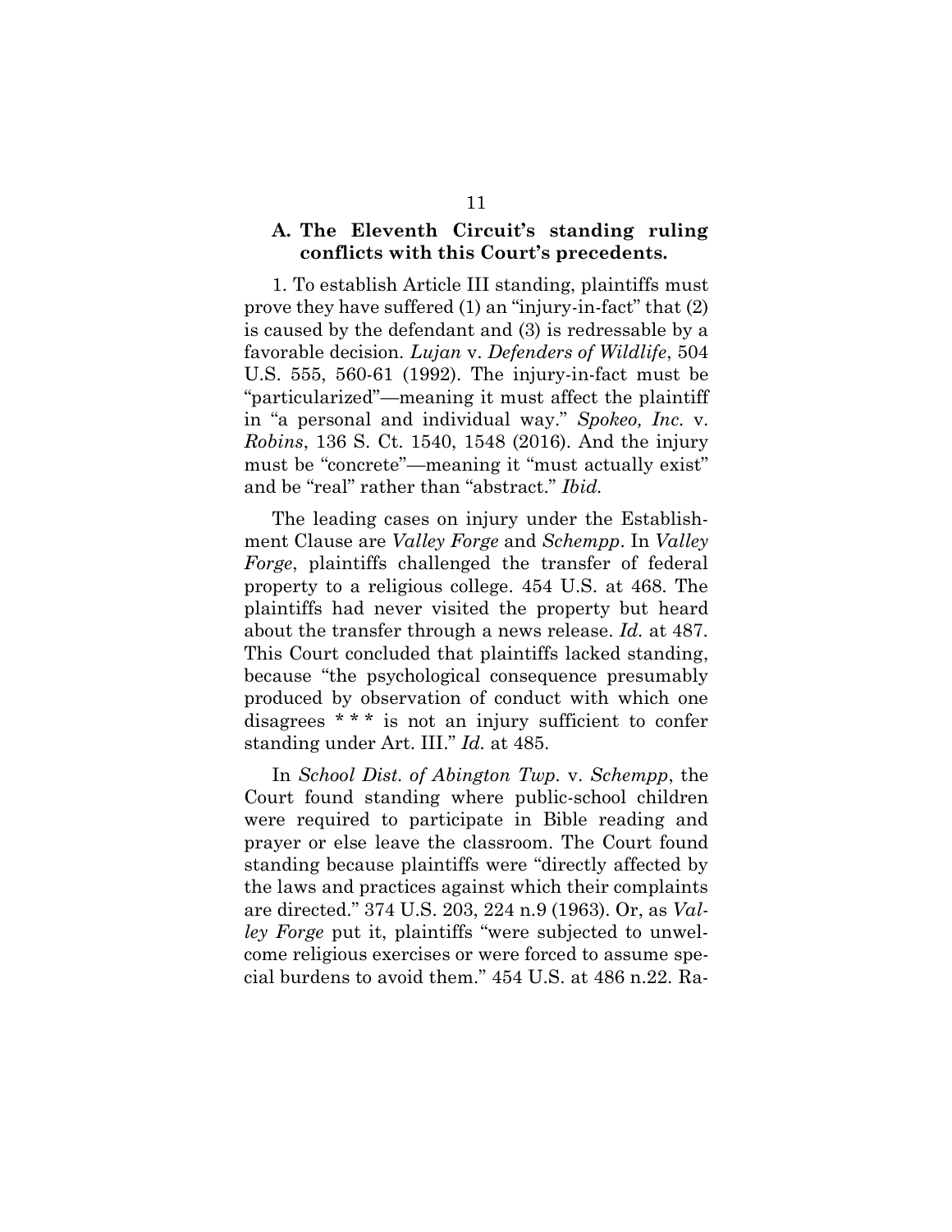### A. The Eleventh Circuit's standing ruling conflicts with this Court's precedents.

1. To establish Article III standing, plaintiffs must prove they have suffered (1) an "injury-in-fact" that (2) is caused by the defendant and (3) is redressable by a favorable decision. *Lujan* v. *Defenders of Wildlife*, 504 U.S. 555, 560-61 (1992). The injury-in-fact must be "particularized"—meaning it must affect the plaintiff in "a personal and individual way." *Spokeo, Inc.* v. *Robins*, 136 S. Ct. 1540, 1548 (2016). And the injury must be "concrete"—meaning it "must actually exist" and be "real" rather than "abstract." *Ibid.*

The leading cases on injury under the Establishment Clause are *Valley Forge* and *Schempp*. In *Valley Forge*, plaintiffs challenged the transfer of federal property to a religious college. 454 U.S. at 468. The plaintiffs had never visited the property but heard about the transfer through a news release. *Id.* at 487. This Court concluded that plaintiffs lacked standing, because "the psychological consequence presumably produced by observation of conduct with which one disagrees * * * is not an injury sufficient to confer standing under Art. III." *Id.* at 485.

In *School Dist. of Abington Twp.* v. *Schempp*, the Court found standing where public-school children were required to participate in Bible reading and prayer or else leave the classroom. The Court found standing because plaintiffs were "directly affected by the laws and practices against which their complaints are directed." 374 U.S. 203, 224 n.9 (1963). Or, as *Valley Forge* put it, plaintiffs "were subjected to unwelcome religious exercises or were forced to assume special burdens to avoid them." 454 U.S. at 486 n.22. Ra-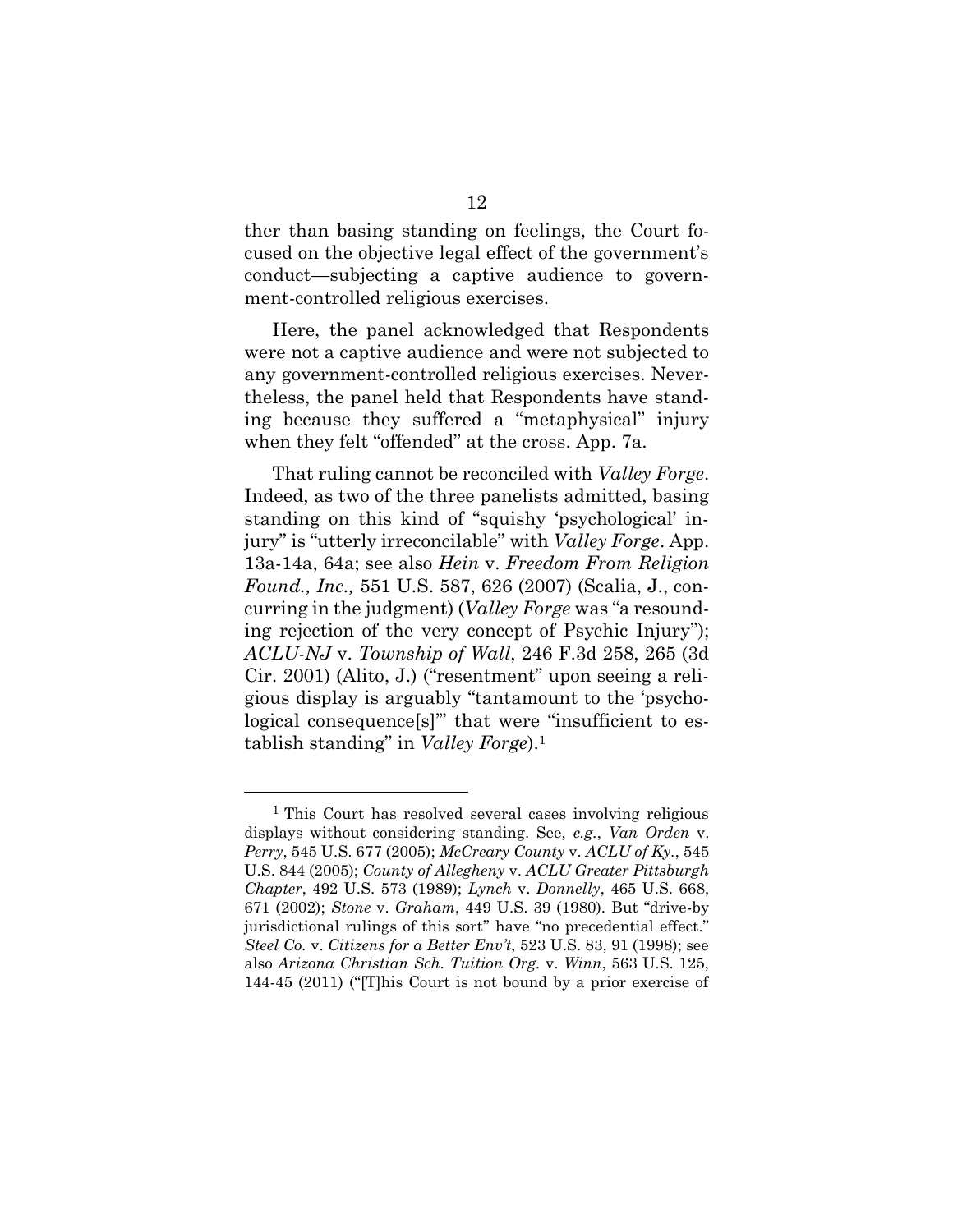ther than basing standing on feelings, the Court focused on the objective legal effect of the government's conduct—subjecting a captive audience to government-controlled religious exercises.

Here, the panel acknowledged that Respondents were not a captive audience and were not subjected to any government-controlled religious exercises. Nevertheless, the panel held that Respondents have standing because they suffered a "metaphysical" injury when they felt "offended" at the cross. App. 7a.

That ruling cannot be reconciled with *Valley Forge*. Indeed, as two of the three panelists admitted, basing standing on this kind of "squishy 'psychological' injury" is "utterly irreconcilable" with *Valley Forge*. App. 13a-14a, 64a; see also *Hein* v. *Freedom From Religion Found., Inc.,* 551 U.S. 587, 626 (2007) (Scalia, J., concurring in the judgment) (*Valley Forge* was "a resounding rejection of the very concept of Psychic Injury"); *ACLU-NJ* v. *Township of Wall*, 246 F.3d 258, 265 (3d Cir. 2001) (Alito, J.) ("resentment" upon seeing a religious display is arguably "tantamount to the 'psychological consequence[s]'" that were "insufficient to establish standing" in *Valley Forge*).[1]

[1] This Court has resolved several cases involving religious displays without considering standing. See, *e.g.*, *Van Orden* v. *Perry*, 545 U.S. 677 (2005); *McCreary County* v. *ACLU of Ky.*, 545 U.S. 844 (2005); *County of Allegheny* v. *ACLU Greater Pittsburgh Chapter*, 492 U.S. 573 (1989); *Lynch* v. *Donnelly*, 465 U.S. 668, 671 (2002); *Stone* v. *Graham*, 449 U.S. 39 (1980). But "drive-by jurisdictional rulings of this sort" have "no precedential effect." *Steel Co.* v. *Citizens for a Better Env't*, 523 U.S. 83, 91 (1998); see also *Arizona Christian Sch. Tuition Org.* v. *Winn*, 563 U.S. 125, 144-45 (2011) ("[T]his Court is not bound by a prior exercise of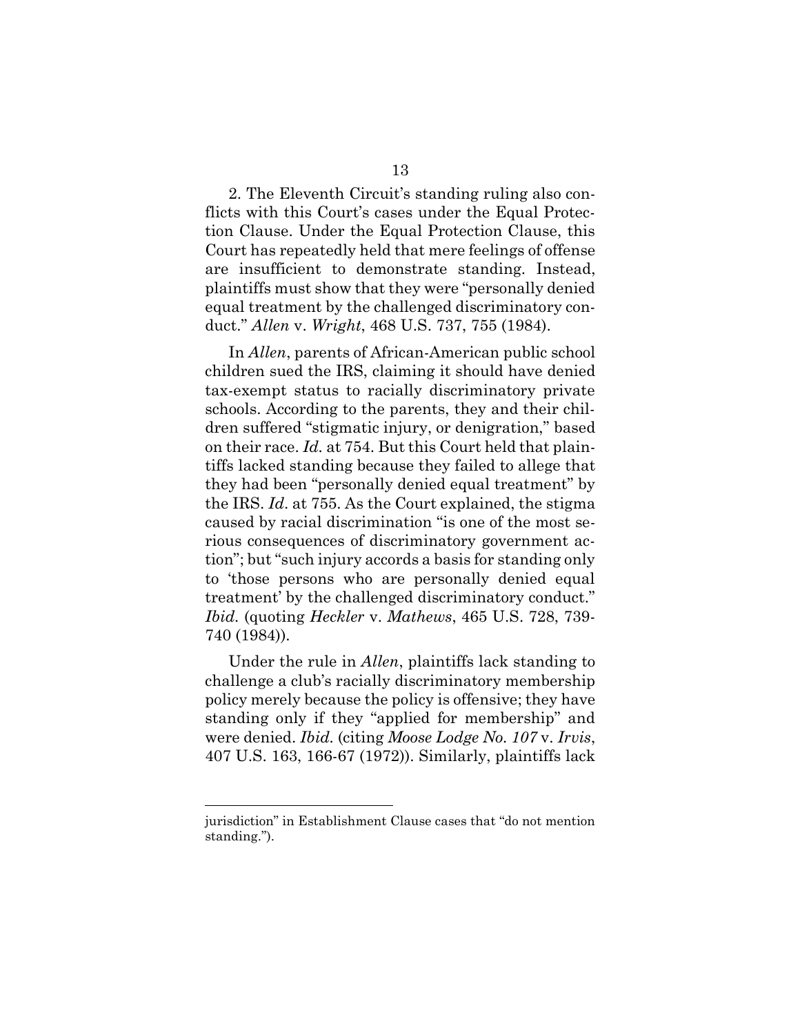2. The Eleventh Circuit's standing ruling also conflicts with this Court's cases under the Equal Protection Clause. Under the Equal Protection Clause, this Court has repeatedly held that mere feelings of offense are insufficient to demonstrate standing. Instead, plaintiffs must show that they were "personally denied equal treatment by the challenged discriminatory conduct." *Allen* v. *Wright*, 468 U.S. 737, 755 (1984).

In *Allen*, parents of African-American public school children sued the IRS, claiming it should have denied tax-exempt status to racially discriminatory private schools. According to the parents, they and their children suffered "stigmatic injury, or denigration," based on their race. *Id.* at 754. But this Court held that plaintiffs lacked standing because they failed to allege that they had been "personally denied equal treatment" by the IRS. *Id.* at 755. As the Court explained, the stigma caused by racial discrimination "is one of the most serious consequences of discriminatory government action"; but "such injury accords a basis for standing only to 'those persons who are personally denied equal treatment' by the challenged discriminatory conduct." *Ibid.* (quoting *Heckler* v. *Mathews*, 465 U.S. 728, 739-740 (1984)).

Under the rule in *Allen*, plaintiffs lack standing to challenge a club's racially discriminatory membership policy merely because the policy is offensive; they have standing only if they "applied for membership" and were denied. *Ibid.* (citing *Moose Lodge No. 107* v. *Irvis*, 407 U.S. 163, 166-67 (1972)). Similarly, plaintiffs lack

---

jurisdiction" in Establishment Clause cases that "do not mention standing.").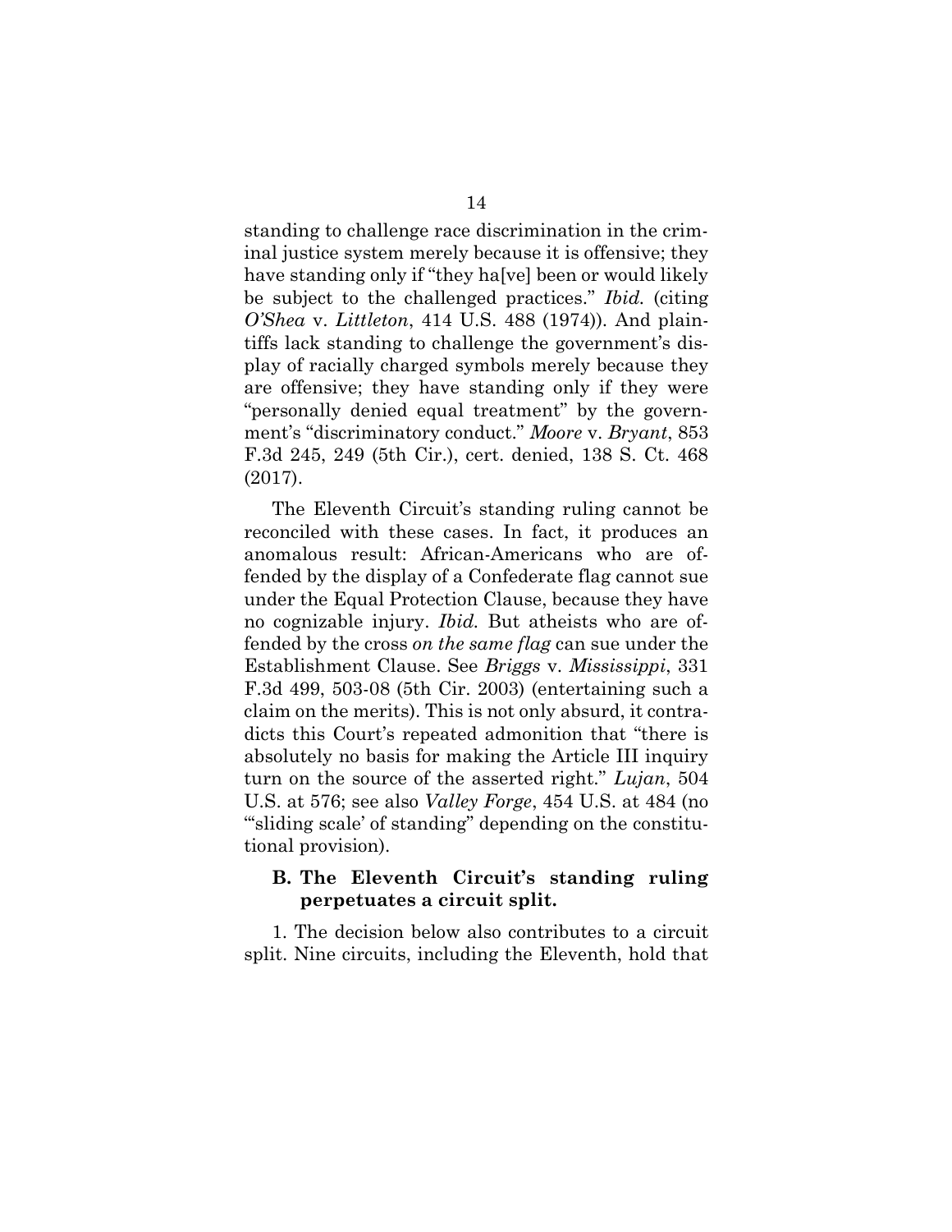standing to challenge race discrimination in the criminal justice system merely because it is offensive; they have standing only if "they ha[ve] been or would likely be subject to the challenged practices." *Ibid.* (citing *O'Shea* v. *Littleton*, 414 U.S. 488 (1974)). And plaintiffs lack standing to challenge the government's display of racially charged symbols merely because they are offensive; they have standing only if they were "personally denied equal treatment" by the government's "discriminatory conduct." *Moore* v. *Bryant*, 853 F.3d 245, 249 (5th Cir.), cert. denied, 138 S. Ct. 468 (2017).

The Eleventh Circuit's standing ruling cannot be reconciled with these cases. In fact, it produces an anomalous result: African-Americans who are offended by the display of a Confederate flag cannot sue under the Equal Protection Clause, because they have no cognizable injury. *Ibid.* But atheists who are offended by the cross *on the same flag* can sue under the Establishment Clause. See *Briggs* v. *Mississippi*, 331 F.3d 499, 503-08 (5th Cir. 2003) (entertaining such a claim on the merits). This is not only absurd, it contradicts this Court's repeated admonition that "there is absolutely no basis for making the Article III inquiry turn on the source of the asserted right." *Lujan*, 504 U.S. at 576; see also *Valley Forge*, 454 U.S. at 484 (no "'sliding scale' of standing" depending on the constitutional provision).

### B. The Eleventh Circuit's standing ruling perpetuates a circuit split.

1. The decision below also contributes to a circuit split. Nine circuits, including the Eleventh, hold that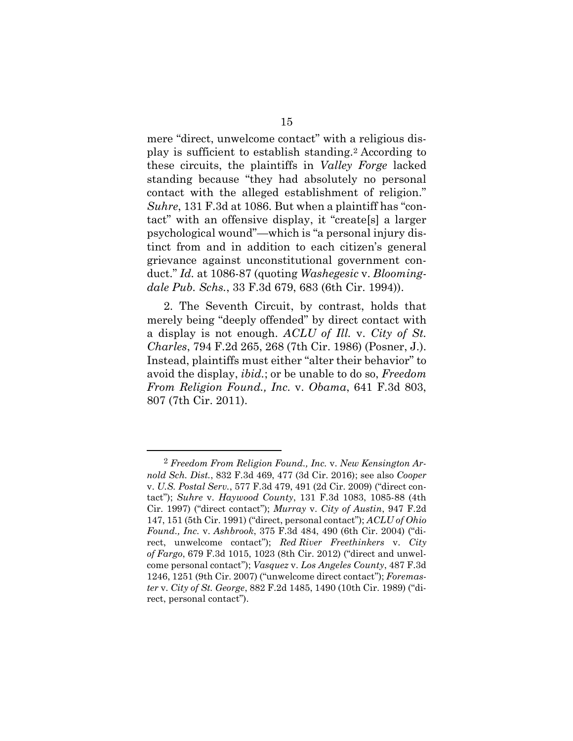mere "direct, unwelcome contact" with a religious display is sufficient to establish standing.[2] According to these circuits, the plaintiffs in *Valley Forge* lacked standing because "they had absolutely no personal contact with the alleged establishment of religion." *Suhre*, 131 F.3d at 1086. But when a plaintiff has "contact" with an offensive display, it "create[s] a larger psychological wound"—which is "a personal injury distinct from and in addition to each citizen's general grievance against unconstitutional government conduct." *Id.* at 1086-87 (quoting *Washegesic* v. *Bloomingdale Pub. Schs.*, 33 F.3d 679, 683 (6th Cir. 1994)).

2. The Seventh Circuit, by contrast, holds that merely being "deeply offended" by direct contact with a display is not enough. *ACLU of Ill.* v. *City of St. Charles*, 794 F.2d 265, 268 (7th Cir. 1986) (Posner, J.). Instead, plaintiffs must either "alter their behavior" to avoid the display, *ibid.*; or be unable to do so, *Freedom From Religion Found., Inc.* v. *Obama*, 641 F.3d 803, 807 (7th Cir. 2011).

---

[2] *Freedom From Religion Found., Inc.* v. *New Kensington Arnold Sch. Dist.*, 832 F.3d 469, 477 (3d Cir. 2016); see also *Cooper* v. *U.S. Postal Serv.*, 577 F.3d 479, 491 (2d Cir. 2009) ("direct contact"); *Suhre* v. *Haywood County*, 131 F.3d 1083, 1085-88 (4th Cir. 1997) ("direct contact"); *Murray* v. *City of Austin*, 947 F.2d 147, 151 (5th Cir. 1991) ("direct, personal contact"); *ACLU of Ohio Found., Inc.* v. *Ashbrook*, 375 F.3d 484, 490 (6th Cir. 2004) ("direct, unwelcome contact"); *Red River Freethinkers* v. *City of Fargo*, 679 F.3d 1015, 1023 (8th Cir. 2012) ("direct and unwelcome personal contact"); *Vasquez* v. *Los Angeles County*, 487 F.3d 1246, 1251 (9th Cir. 2007) ("unwelcome direct contact"); *Foremaster* v. *City of St. George*, 882 F.2d 1485, 1490 (10th Cir. 1989) ("direct, personal contact").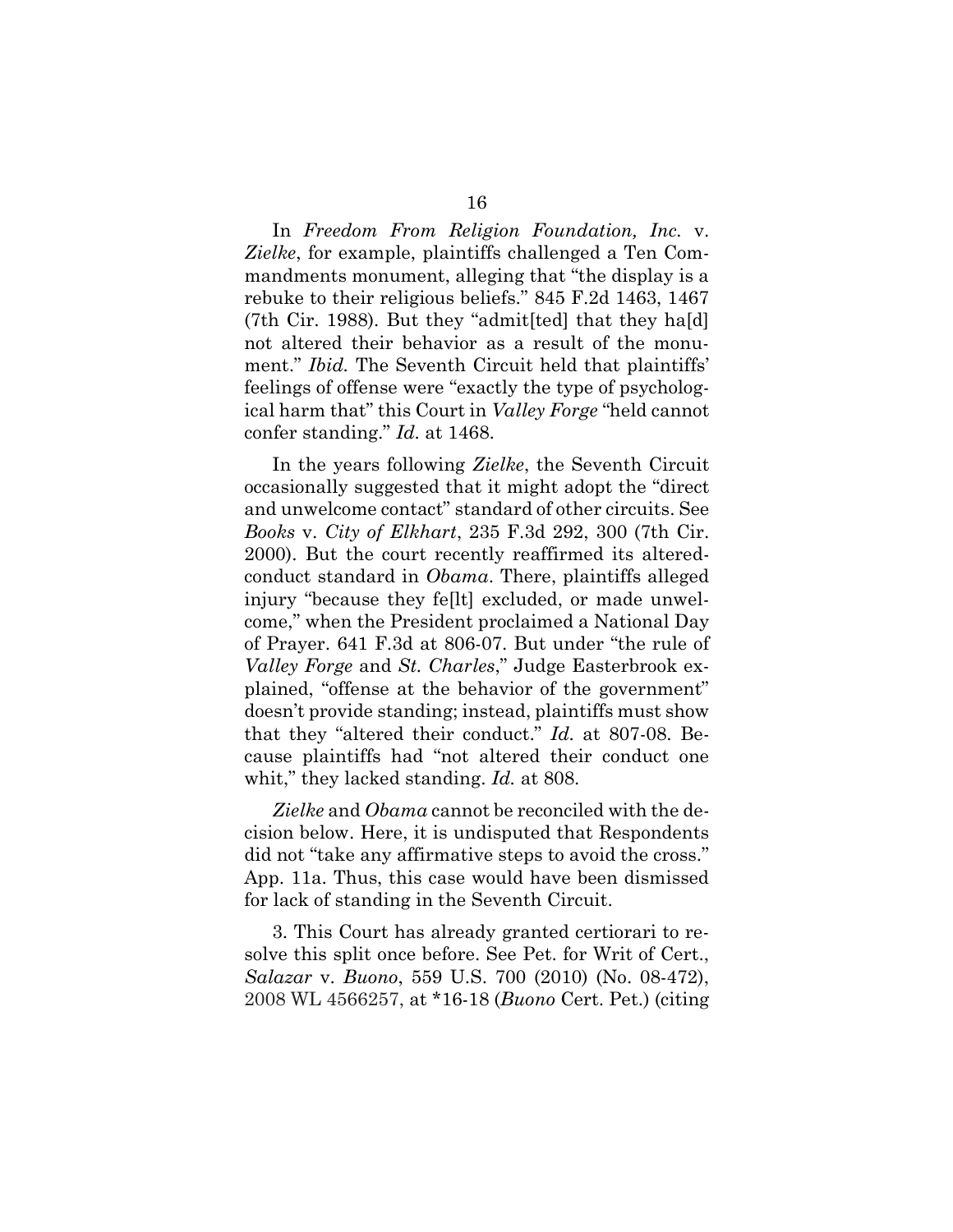In *Freedom From Religion Foundation, Inc.* v. *Zielke*, for example, plaintiffs challenged a Ten Commandments monument, alleging that "the display is a rebuke to their religious beliefs." 845 F.2d 1463, 1467 (7th Cir. 1988). But they "admit[ted] that they ha[d] not altered their behavior as a result of the monument." *Ibid.* The Seventh Circuit held that plaintiffs' feelings of offense were "exactly the type of psychological harm that" this Court in *Valley Forge* "held cannot confer standing." *Id.* at 1468.

In the years following *Zielke*, the Seventh Circuit occasionally suggested that it might adopt the "direct and unwelcome contact" standard of other circuits. See *Books* v. *City of Elkhart*, 235 F.3d 292, 300 (7th Cir. 2000). But the court recently reaffirmed its altered-conduct standard in *Obama*. There, plaintiffs alleged injury "because they fe[lt] excluded, or made unwelcome," when the President proclaimed a National Day of Prayer. 641 F.3d at 806-07. But under "the rule of *Valley Forge* and *St. Charles*," Judge Easterbrook explained, "offense at the behavior of the government" doesn't provide standing; instead, plaintiffs must show that they "altered their conduct." *Id.* at 807-08. Because plaintiffs had "not altered their conduct one whit," they lacked standing. *Id.* at 808.

*Zielke* and *Obama* cannot be reconciled with the decision below. Here, it is undisputed that Respondents did not "take any affirmative steps to avoid the cross." App. 11a. Thus, this case would have been dismissed for lack of standing in the Seventh Circuit.

3. This Court has already granted certiorari to resolve this split once before. See Pet. for Writ of Cert., *Salazar* v. *Buono*, 559 U.S. 700 (2010) (No. 08-472), 2008 WL 4566257, at *16-18 (*Buono* Cert. Pet.) (citing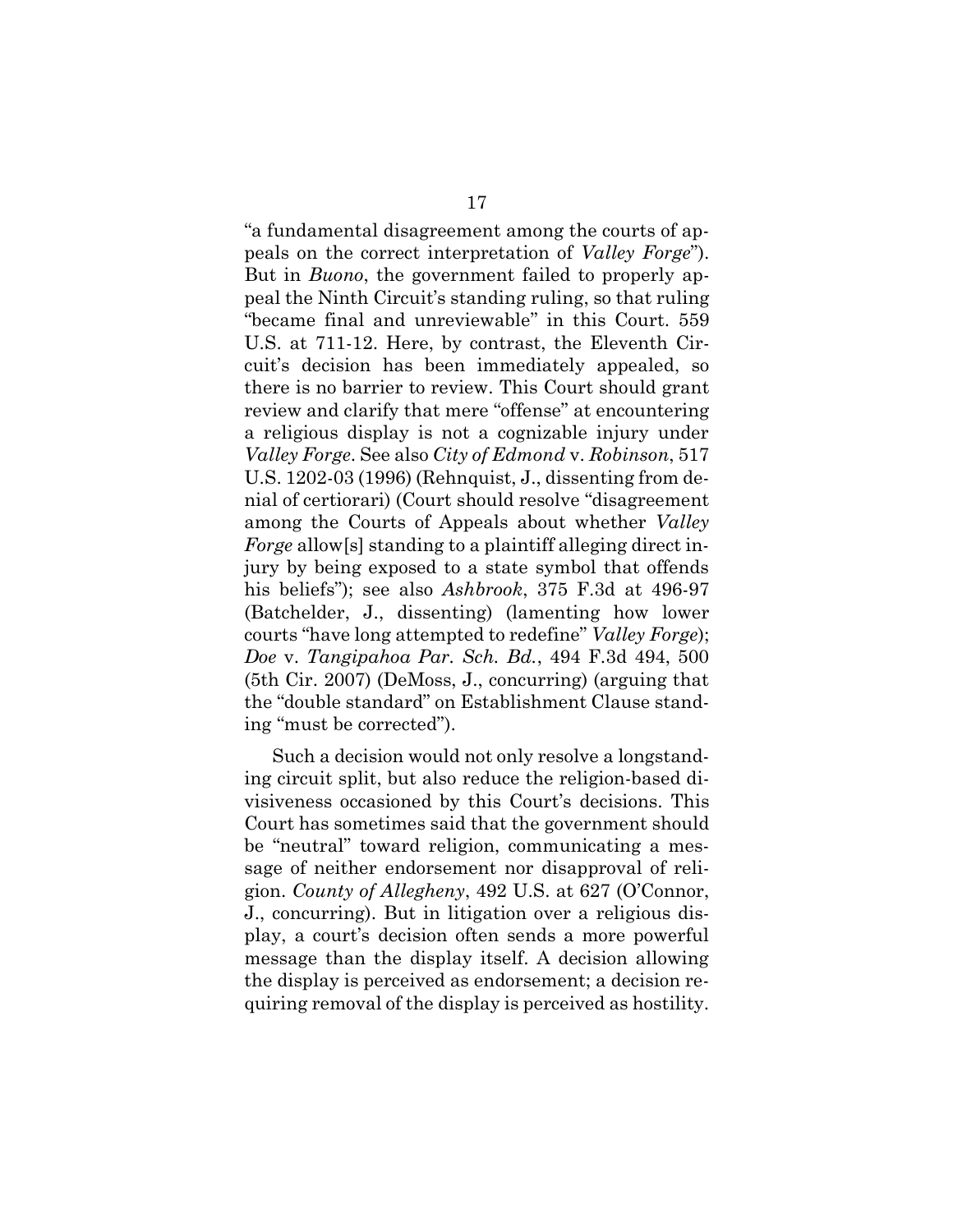"a fundamental disagreement among the courts of appeals on the correct interpretation of *Valley Forge*"). But in *Buono*, the government failed to properly appeal the Ninth Circuit's standing ruling, so that ruling "became final and unreviewable" in this Court. 559 U.S. at 711-12. Here, by contrast, the Eleventh Circuit's decision has been immediately appealed, so there is no barrier to review. This Court should grant review and clarify that mere "offense" at encountering a religious display is not a cognizable injury under *Valley Forge*. See also *City of Edmond* v. *Robinson*, 517 U.S. 1202-03 (1996) (Rehnquist, J., dissenting from denial of certiorari) (Court should resolve "disagreement among the Courts of Appeals about whether *Valley Forge* allow[s] standing to a plaintiff alleging direct injury by being exposed to a state symbol that offends his beliefs"); see also *Ashbrook*, 375 F.3d at 496-97 (Batchelder, J., dissenting) (lamenting how lower courts "have long attempted to redefine" *Valley Forge*); *Doe* v. *Tangipahoa Par. Sch. Bd.*, 494 F.3d 494, 500 (5th Cir. 2007) (DeMoss, J., concurring) (arguing that the "double standard" on Establishment Clause standing "must be corrected").

Such a decision would not only resolve a longstanding circuit split, but also reduce the religion-based divisiveness occasioned by this Court's decisions. This Court has sometimes said that the government should be "neutral" toward religion, communicating a message of neither endorsement nor disapproval of religion. *County of Allegheny*, 492 U.S. at 627 (O'Connor, J., concurring). But in litigation over a religious display, a court's decision often sends a more powerful message than the display itself. A decision allowing the display is perceived as endorsement; a decision requiring removal of the display is perceived as hostility.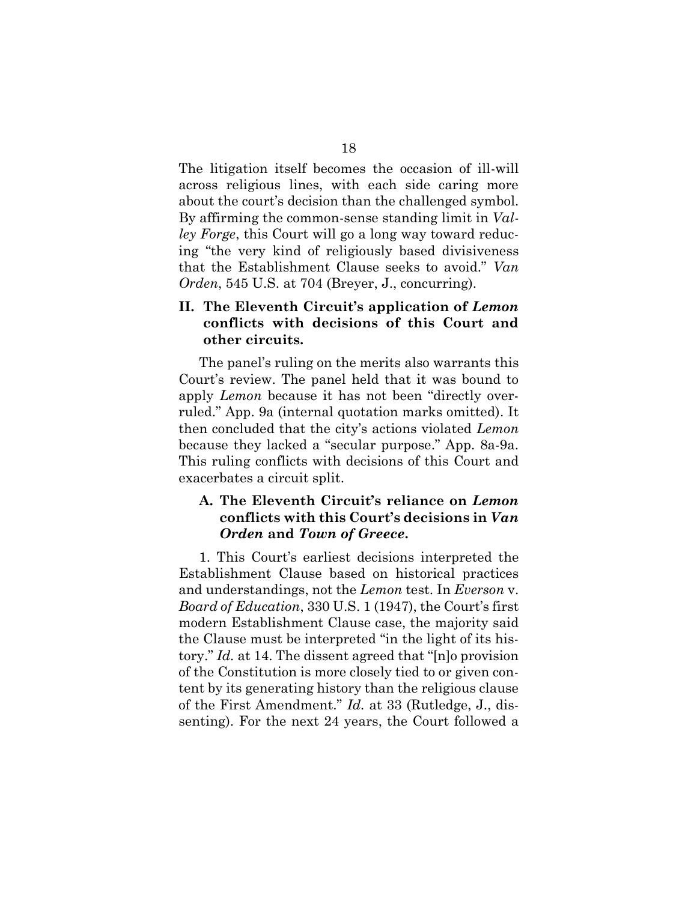The litigation itself becomes the occasion of ill-will across religious lines, with each side caring more about the court's decision than the challenged symbol. By affirming the common-sense standing limit in *Valley Forge*, this Court will go a long way toward reducing "the very kind of religiously based divisiveness that the Establishment Clause seeks to avoid." *Van Orden*, 545 U.S. at 704 (Breyer, J., concurring).

## II. The Eleventh Circuit's application of *Lemon* conflicts with decisions of this Court and other circuits.

The panel's ruling on the merits also warrants this Court's review. The panel held that it was bound to apply *Lemon* because it has not been "directly overruled." App. 9a (internal quotation marks omitted). It then concluded that the city's actions violated *Lemon* because they lacked a "secular purpose." App. 8a-9a. This ruling conflicts with decisions of this Court and exacerbates a circuit split.

### A. The Eleventh Circuit's reliance on *Lemon* conflicts with this Court's decisions in *Van Orden* and *Town of Greece*.

1. This Court's earliest decisions interpreted the Establishment Clause based on historical practices and understandings, not the *Lemon* test. In *Everson* v. *Board of Education*, 330 U.S. 1 (1947), the Court's first modern Establishment Clause case, the majority said the Clause must be interpreted "in the light of its history." *Id.* at 14. The dissent agreed that "[n]o provision of the Constitution is more closely tied to or given content by its generating history than the religious clause of the First Amendment." *Id.* at 33 (Rutledge, J., dissenting). For the next 24 years, the Court followed a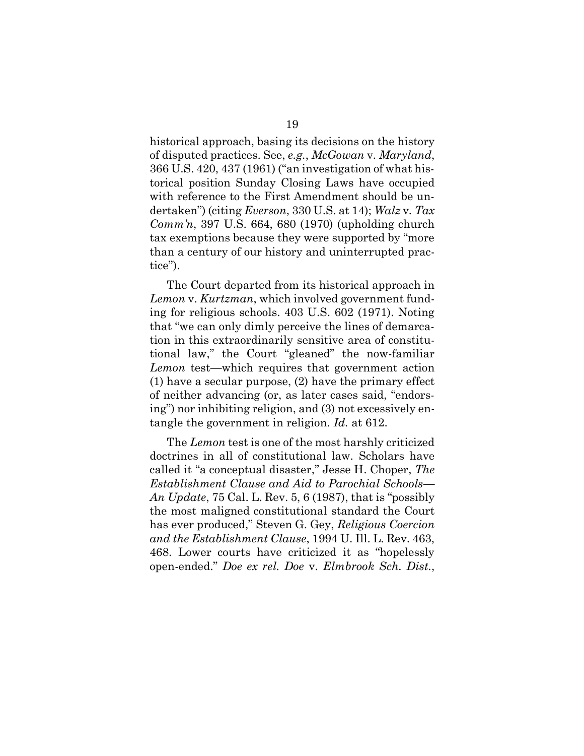historical approach, basing its decisions on the history of disputed practices. See, *e.g.*, *McGowan* v. *Maryland*, 366 U.S. 420, 437 (1961) ("an investigation of what historical position Sunday Closing Laws have occupied with reference to the First Amendment should be undertaken") (citing *Everson*, 330 U.S. at 14); *Walz* v. *Tax Comm'n*, 397 U.S. 664, 680 (1970) (upholding church tax exemptions because they were supported by "more than a century of our history and uninterrupted practice").

The Court departed from its historical approach in *Lemon* v. *Kurtzman*, which involved government funding for religious schools. 403 U.S. 602 (1971). Noting that "we can only dimly perceive the lines of demarcation in this extraordinarily sensitive area of constitutional law," the Court "gleaned" the now-familiar *Lemon* test—which requires that government action (1) have a secular purpose, (2) have the primary effect of neither advancing (or, as later cases said, "endorsing") nor inhibiting religion, and (3) not excessively entangle the government in religion. *Id.* at 612.

The *Lemon* test is one of the most harshly criticized doctrines in all of constitutional law. Scholars have called it "a conceptual disaster," Jesse H. Choper, *The Establishment Clause and Aid to Parochial Schools—An Update*, 75 Cal. L. Rev. 5, 6 (1987), that is "possibly the most maligned constitutional standard the Court has ever produced," Steven G. Gey, *Religious Coercion and the Establishment Clause*, 1994 U. Ill. L. Rev. 463, 468. Lower courts have criticized it as "hopelessly open-ended." *Doe ex rel. Doe* v. *Elmbrook Sch. Dist.*,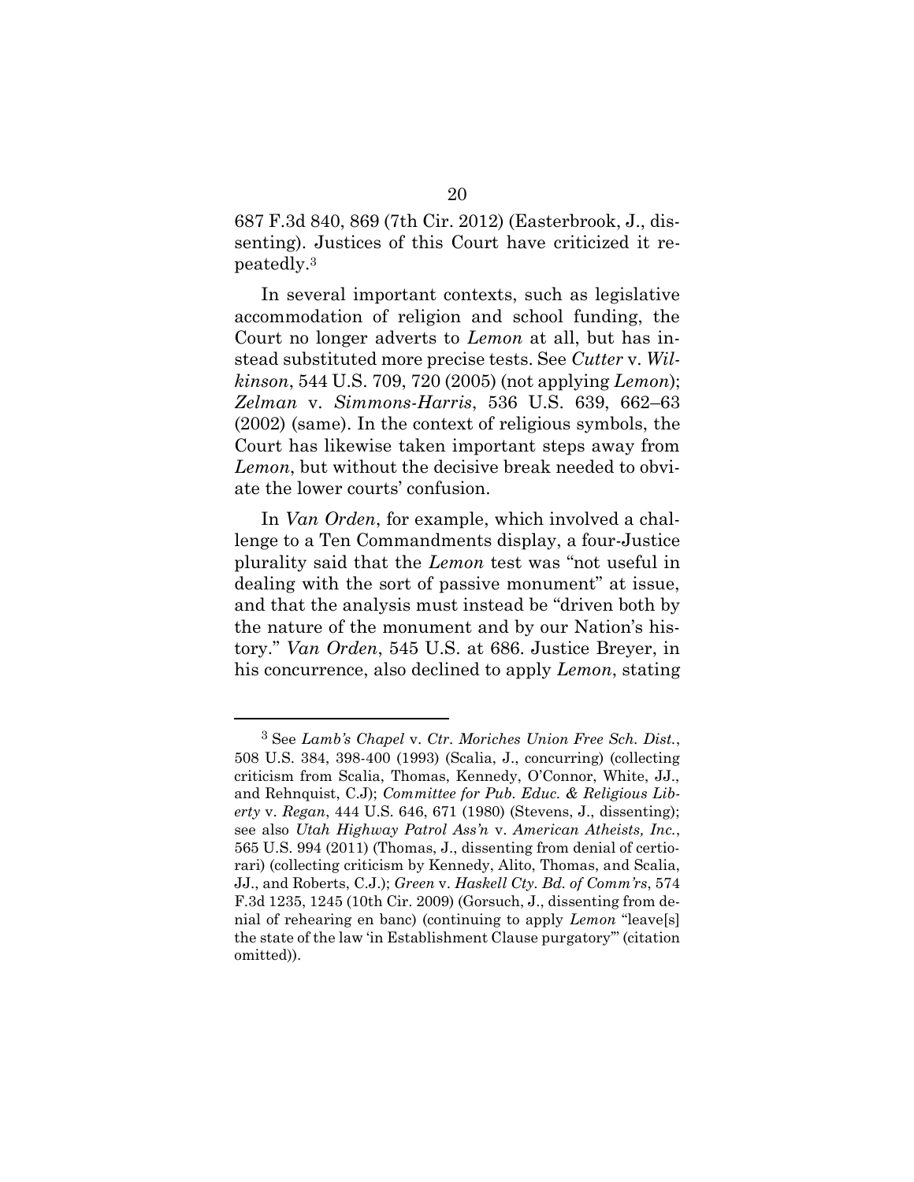687 F.3d 840, 869 (7th Cir. 2012) (Easterbrook, J., dissenting). Justices of this Court have criticized it repeatedly.[3]

In several important contexts, such as legislative accommodation of religion and school funding, the Court no longer adverts to *Lemon* at all, but has instead substituted more precise tests. See *Cutter* v. *Wilkinson*, 544 U.S. 709, 720 (2005) (not applying *Lemon*); *Zelman* v. *Simmons-Harris*, 536 U.S. 639, 662–63 (2002) (same). In the context of religious symbols, the Court has likewise taken important steps away from *Lemon*, but without the decisive break needed to obviate the lower courts' confusion.

In *Van Orden*, for example, which involved a challenge to a Ten Commandments display, a four-Justice plurality said that the *Lemon* test was "not useful in dealing with the sort of passive monument" at issue, and that the analysis must instead be "driven both by the nature of the monument and by our Nation's history." *Van Orden*, 545 U.S. at 686. Justice Breyer, in his concurrence, also declined to apply *Lemon*, stating

---

[3] See *Lamb's Chapel* v. *Ctr. Moriches Union Free Sch. Dist.*, 508 U.S. 384, 398-400 (1993) (Scalia, J., concurring) (collecting criticism from Scalia, Thomas, Kennedy, O'Connor, White, JJ., and Rehnquist, C.J); *Committee for Pub. Educ. & Religious Liberty* v. *Regan*, 444 U.S. 646, 671 (1980) (Stevens, J., dissenting); see also *Utah Highway Patrol Ass'n* v. *American Atheists, Inc.*, 565 U.S. 994 (2011) (Thomas, J., dissenting from denial of certiorari) (collecting criticism by Kennedy, Alito, Thomas, and Scalia, JJ., and Roberts, C.J.); *Green* v. *Haskell Cty. Bd. of Comm'rs*, 574 F.3d 1235, 1245 (10th Cir. 2009) (Gorsuch, J., dissenting from denial of rehearing en banc) (continuing to apply *Lemon* "leave[s] the state of the law 'in Establishment Clause purgatory'" (citation omitted)).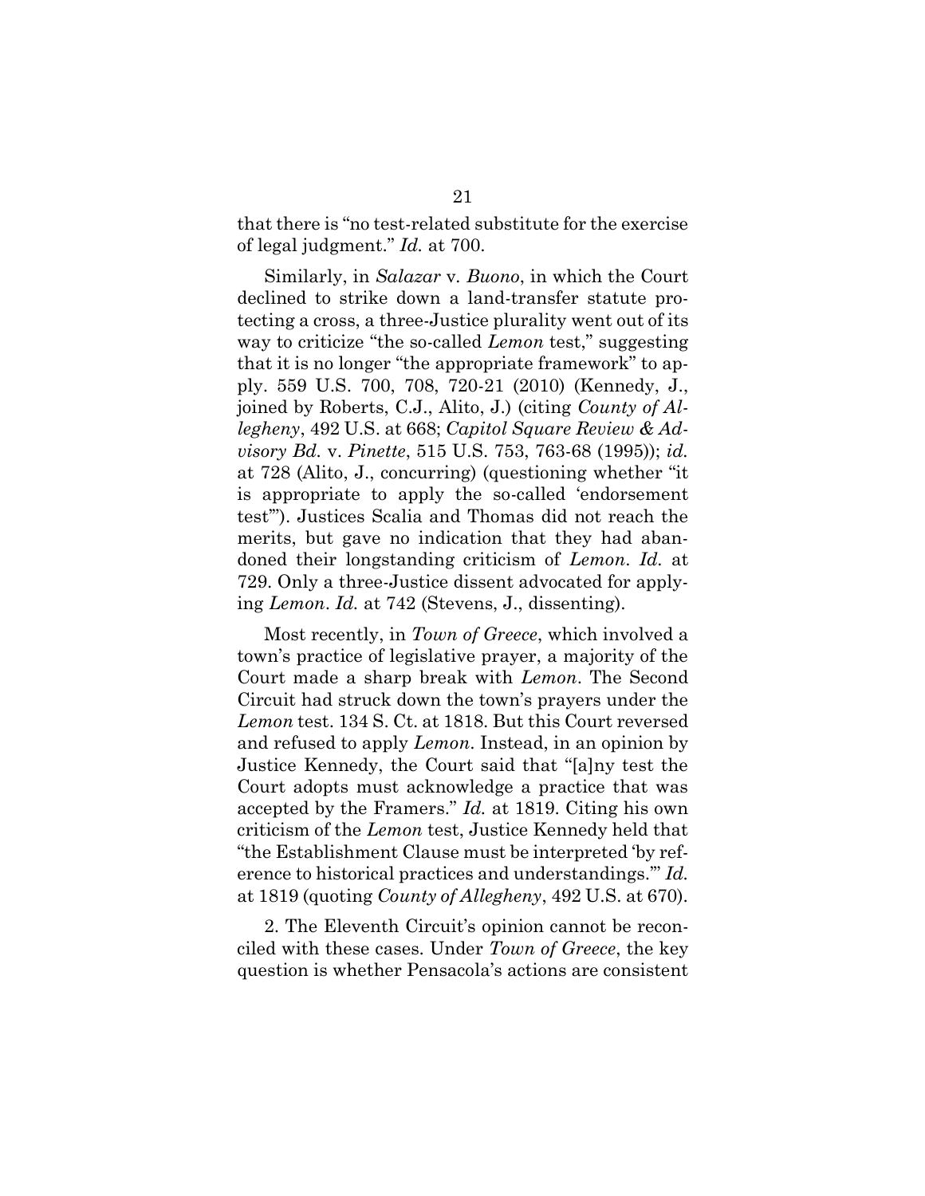that there is "no test-related substitute for the exercise of legal judgment." *Id.* at 700.

Similarly, in *Salazar* v. *Buono*, in which the Court declined to strike down a land-transfer statute protecting a cross, a three-Justice plurality went out of its way to criticize "the so-called *Lemon* test," suggesting that it is no longer "the appropriate framework" to apply. 559 U.S. 700, 708, 720-21 (2010) (Kennedy, J., joined by Roberts, C.J., Alito, J.) (citing *County of Allegheny*, 492 U.S. at 668; *Capitol Square Review & Advisory Bd.* v. *Pinette*, 515 U.S. 753, 763-68 (1995)); *id.* at 728 (Alito, J., concurring) (questioning whether "it is appropriate to apply the so-called 'endorsement test'"). Justices Scalia and Thomas did not reach the merits, but gave no indication that they had abandoned their longstanding criticism of *Lemon*. *Id.* at 729. Only a three-Justice dissent advocated for applying *Lemon*. *Id.* at 742 (Stevens, J., dissenting).

Most recently, in *Town of Greece*, which involved a town's practice of legislative prayer, a majority of the Court made a sharp break with *Lemon*. The Second Circuit had struck down the town's prayers under the *Lemon* test. 134 S. Ct. at 1818. But this Court reversed and refused to apply *Lemon*. Instead, in an opinion by Justice Kennedy, the Court said that "[a]ny test the Court adopts must acknowledge a practice that was accepted by the Framers." *Id.* at 1819. Citing his own criticism of the *Lemon* test, Justice Kennedy held that "the Establishment Clause must be interpreted 'by reference to historical practices and understandings.'" *Id.* at 1819 (quoting *County of Allegheny*, 492 U.S. at 670).

2. The Eleventh Circuit's opinion cannot be reconciled with these cases. Under *Town of Greece*, the key question is whether Pensacola's actions are consistent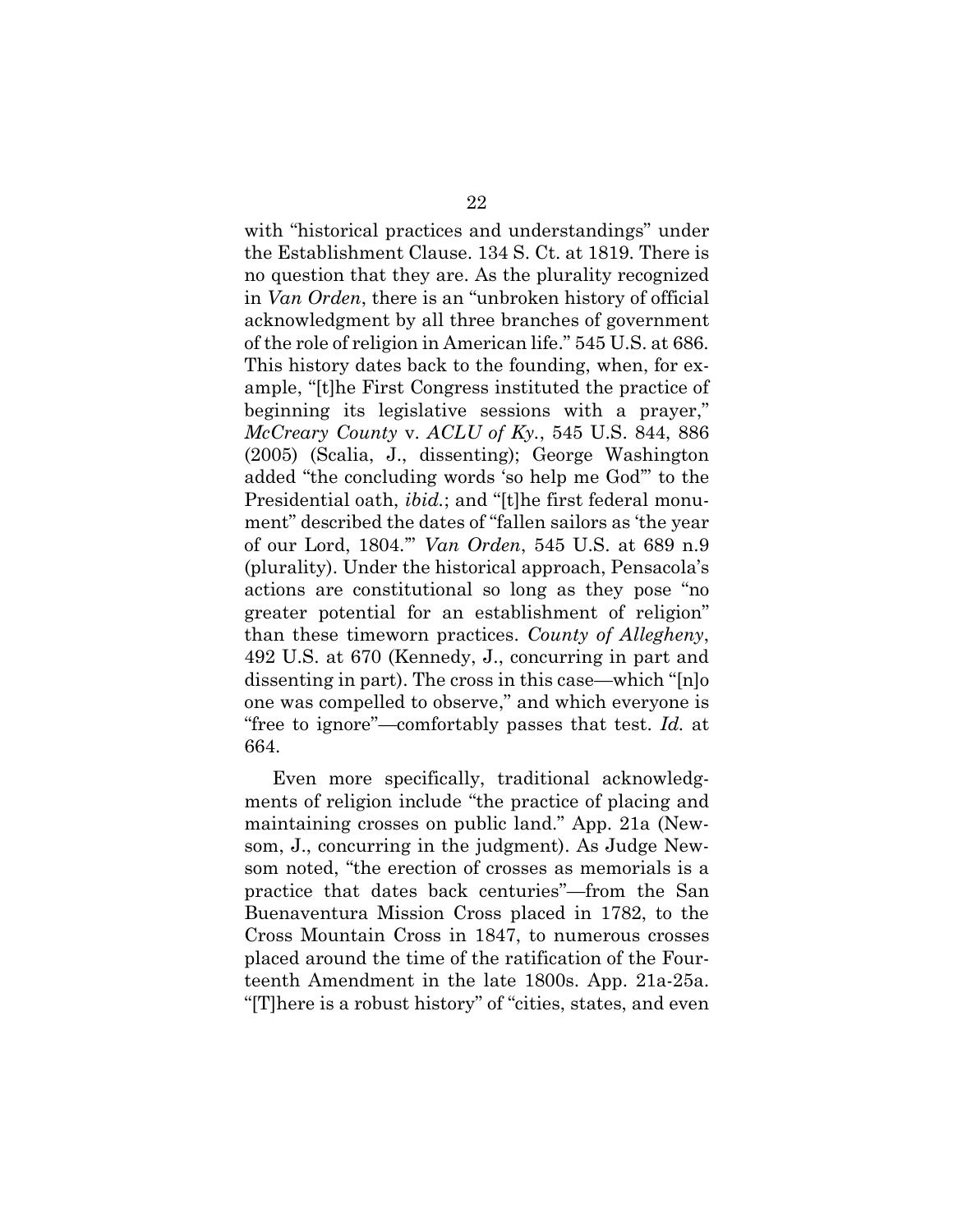with "historical practices and understandings" under the Establishment Clause. 134 S. Ct. at 1819. There is no question that they are. As the plurality recognized in *Van Orden*, there is an "unbroken history of official acknowledgment by all three branches of government of the role of religion in American life." 545 U.S. at 686. This history dates back to the founding, when, for example, "[t]he First Congress instituted the practice of beginning its legislative sessions with a prayer," *McCreary County* v. *ACLU of Ky.*, 545 U.S. 844, 886 (2005) (Scalia, J., dissenting); George Washington added "the concluding words 'so help me God'" to the Presidential oath, *ibid.*; and "[t]he first federal monument" described the dates of "fallen sailors as 'the year of our Lord, 1804.'" *Van Orden*, 545 U.S. at 689 n.9 (plurality). Under the historical approach, Pensacola's actions are constitutional so long as they pose "no greater potential for an establishment of religion" than these timeworn practices. *County of Allegheny*, 492 U.S. at 670 (Kennedy, J., concurring in part and dissenting in part). The cross in this case—which "[n]o one was compelled to observe," and which everyone is "free to ignore"—comfortably passes that test. *Id.* at 664.

Even more specifically, traditional acknowledgments of religion include "the practice of placing and maintaining crosses on public land." App. 21a (Newsom, J., concurring in the judgment). As Judge Newsom noted, "the erection of crosses as memorials is a practice that dates back centuries"—from the San Buenaventura Mission Cross placed in 1782, to the Cross Mountain Cross in 1847, to numerous crosses placed around the time of the ratification of the Fourteenth Amendment in the late 1800s. App. 21a-25a. "[T]here is a robust history" of "cities, states, and even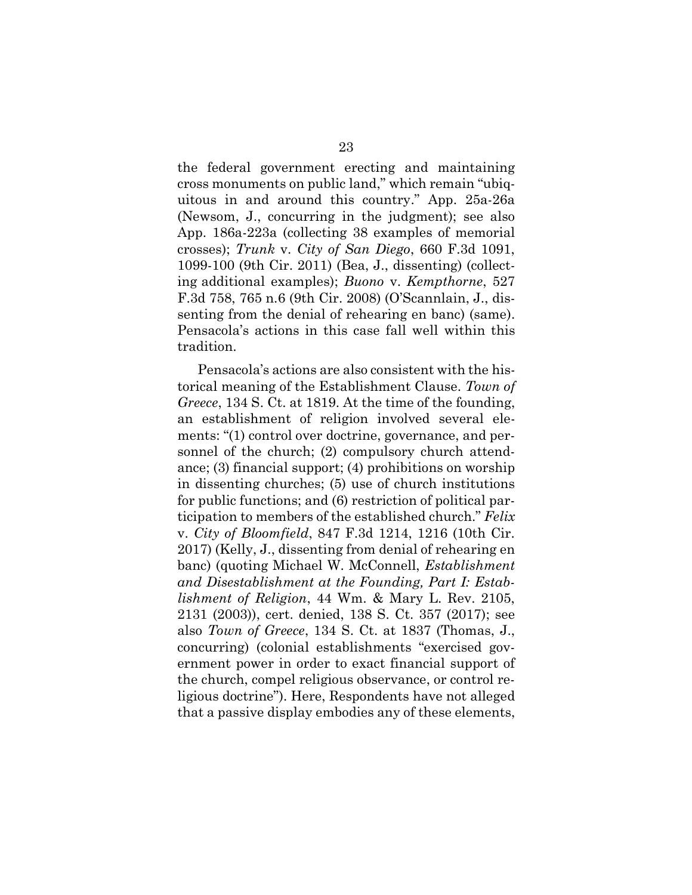the federal government erecting and maintaining cross monuments on public land," which remain "ubiquitous in and around this country." App. 25a-26a (Newsom, J., concurring in the judgment); see also App. 186a-223a (collecting 38 examples of memorial crosses); *Trunk* v. *City of San Diego*, 660 F.3d 1091, 1099-100 (9th Cir. 2011) (Bea, J., dissenting) (collecting additional examples); *Buono* v. *Kempthorne*, 527 F.3d 758, 765 n.6 (9th Cir. 2008) (O'Scannlain, J., dissenting from the denial of rehearing en banc) (same). Pensacola's actions in this case fall well within this tradition.

Pensacola's actions are also consistent with the historical meaning of the Establishment Clause. *Town of Greece*, 134 S. Ct. at 1819. At the time of the founding, an establishment of religion involved several elements: "(1) control over doctrine, governance, and personnel of the church; (2) compulsory church attendance; (3) financial support; (4) prohibitions on worship in dissenting churches; (5) use of church institutions for public functions; and (6) restriction of political participation to members of the established church." *Felix* v. *City of Bloomfield*, 847 F.3d 1214, 1216 (10th Cir. 2017) (Kelly, J., dissenting from denial of rehearing en banc) (quoting Michael W. McConnell, *Establishment and Disestablishment at the Founding, Part I: Establishment of Religion*, 44 Wm. & Mary L. Rev. 2105, 2131 (2003)), cert. denied, 138 S. Ct. 357 (2017); see also *Town of Greece*, 134 S. Ct. at 1837 (Thomas, J., concurring) (colonial establishments "exercised government power in order to exact financial support of the church, compel religious observance, or control religious doctrine"). Here, Respondents have not alleged that a passive display embodies any of these elements,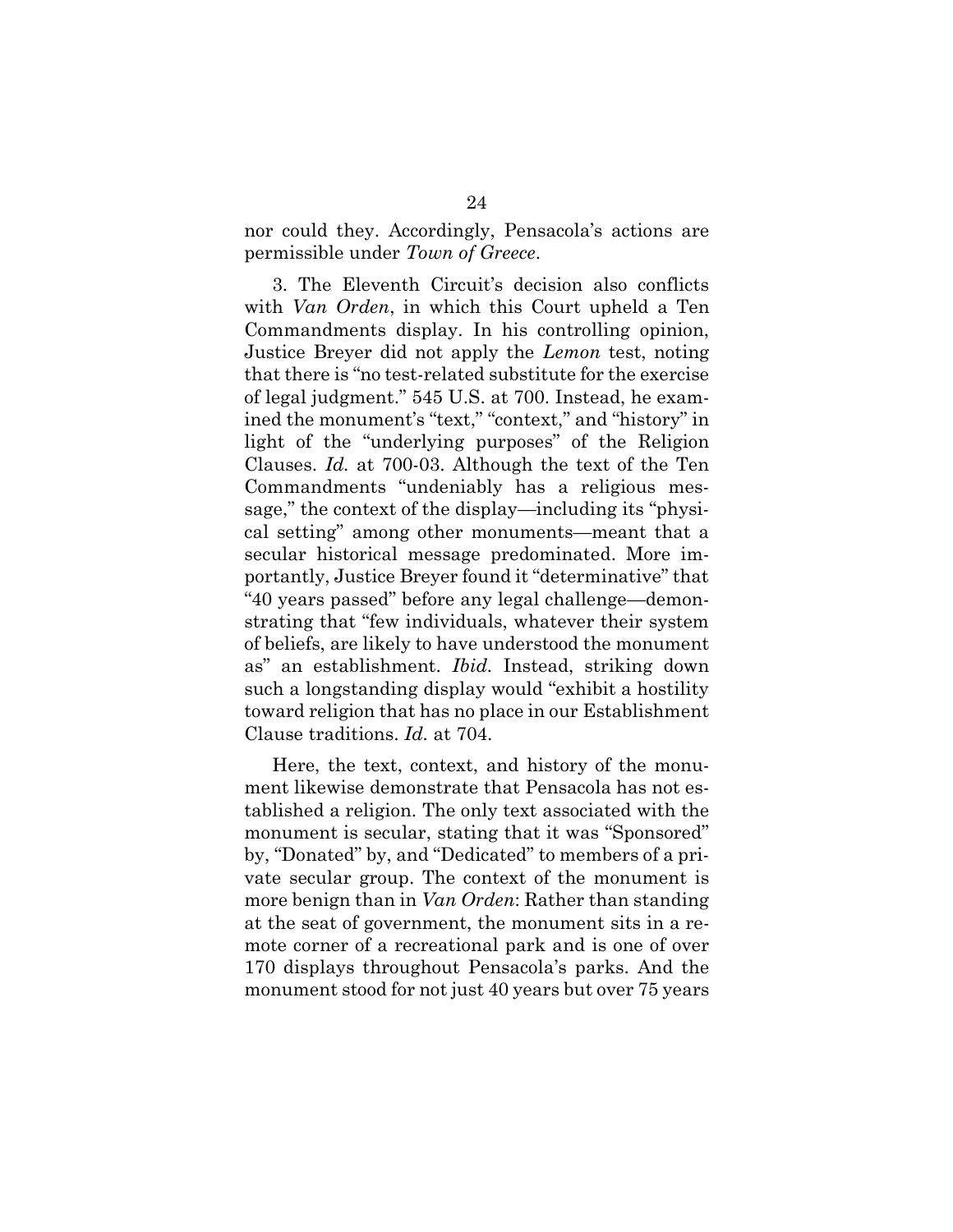nor could they. Accordingly, Pensacola's actions are permissible under *Town of Greece*.

3. The Eleventh Circuit's decision also conflicts with *Van Orden*, in which this Court upheld a Ten Commandments display. In his controlling opinion, Justice Breyer did not apply the *Lemon* test, noting that there is "no test-related substitute for the exercise of legal judgment." 545 U.S. at 700. Instead, he examined the monument's "text," "context," and "history" in light of the "underlying purposes" of the Religion Clauses. *Id.* at 700-03. Although the text of the Ten Commandments "undeniably has a religious message," the context of the display—including its "physical setting" among other monuments—meant that a secular historical message predominated. More importantly, Justice Breyer found it "determinative" that "40 years passed" before any legal challenge—demonstrating that "few individuals, whatever their system of beliefs, are likely to have understood the monument as" an establishment. *Ibid.* Instead, striking down such a longstanding display would "exhibit a hostility toward religion that has no place in our Establishment Clause traditions. *Id.* at 704.

Here, the text, context, and history of the monument likewise demonstrate that Pensacola has not established a religion. The only text associated with the monument is secular, stating that it was "Sponsored" by, "Donated" by, and "Dedicated" to members of a private secular group. The context of the monument is more benign than in *Van Orden*: Rather than standing at the seat of government, the monument sits in a remote corner of a recreational park and is one of over 170 displays throughout Pensacola's parks. And the monument stood for not just 40 years but over 75 years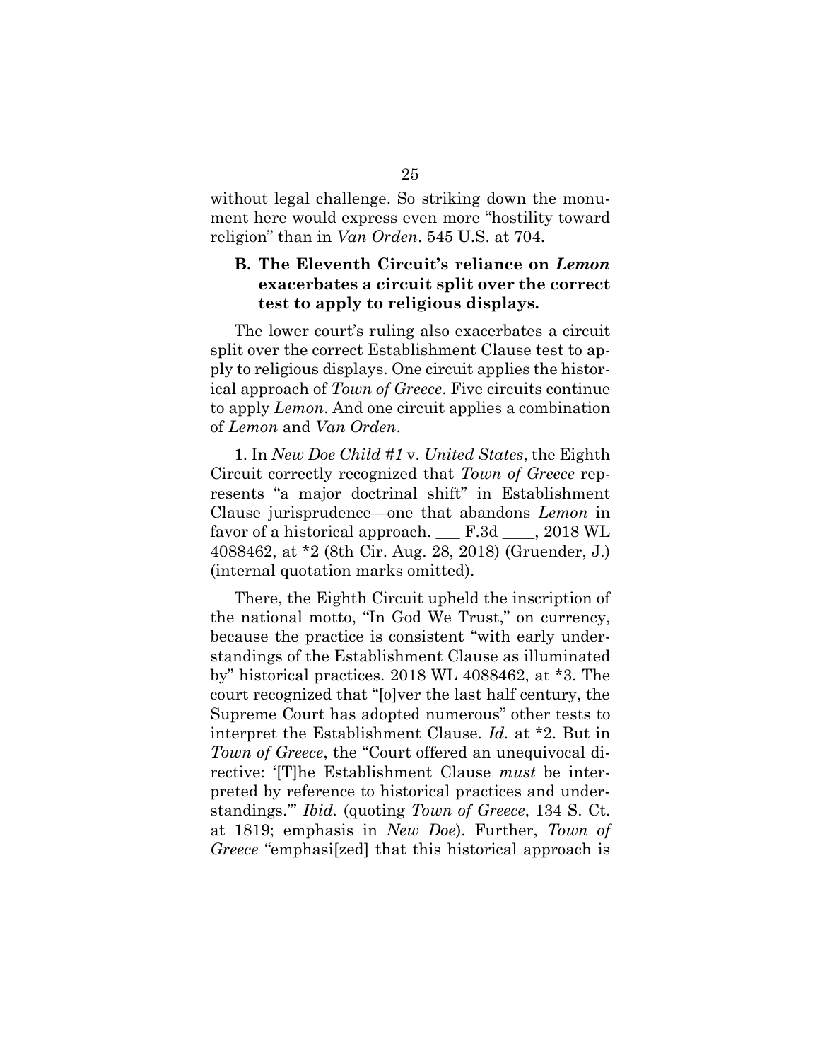without legal challenge. So striking down the monument here would express even more "hostility toward religion" than in *Van Orden*. 545 U.S. at 704.

### B. The Eleventh Circuit's reliance on *Lemon* exacerbates a circuit split over the correct test to apply to religious displays.

The lower court's ruling also exacerbates a circuit split over the correct Establishment Clause test to apply to religious displays. One circuit applies the historical approach of *Town of Greece*. Five circuits continue to apply *Lemon*. And one circuit applies a combination of *Lemon* and *Van Orden*.

1. In *New Doe Child #1* v. *United States*, the Eighth Circuit correctly recognized that *Town of Greece* represents "a major doctrinal shift" in Establishment Clause jurisprudence—one that abandons *Lemon* in favor of a historical approach. ___ F.3d ____, 2018 WL 4088462, at *2 (8th Cir. Aug. 28, 2018) (Gruender, J.) (internal quotation marks omitted).

There, the Eighth Circuit upheld the inscription of the national motto, "In God We Trust," on currency, because the practice is consistent "with early understandings of the Establishment Clause as illuminated by" historical practices. 2018 WL 4088462, at *3. The court recognized that "[o]ver the last half century, the Supreme Court has adopted numerous" other tests to interpret the Establishment Clause. *Id.* at *2. But in *Town of Greece*, the "Court offered an unequivocal directive: '[T]he Establishment Clause *must* be interpreted by reference to historical practices and understandings.'" *Ibid.* (quoting *Town of Greece*, 134 S. Ct. at 1819; emphasis in *New Doe*). Further, *Town of Greece* "emphasi[zed] that this historical approach is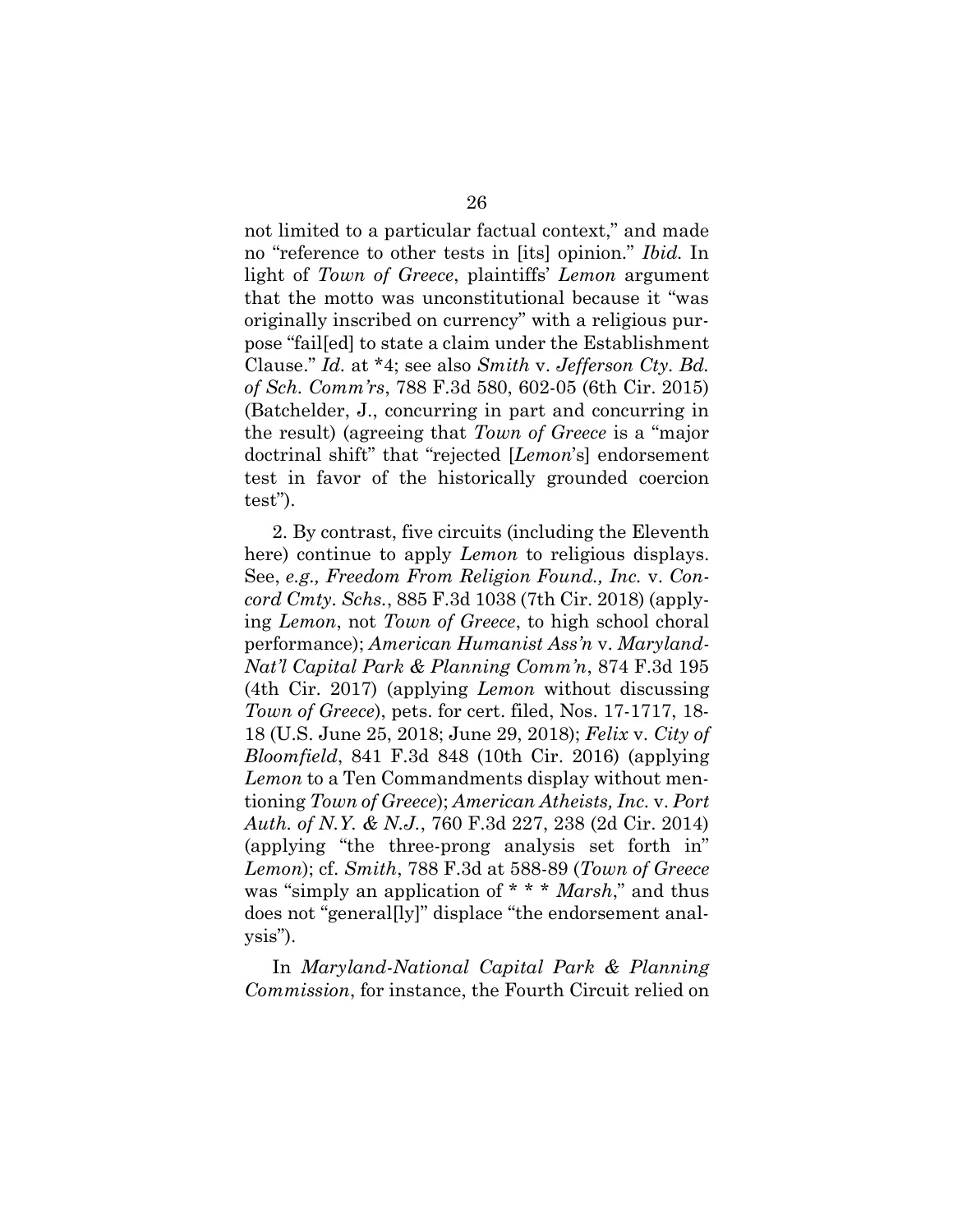not limited to a particular factual context," and made no "reference to other tests in [its] opinion." *Ibid.* In light of *Town of Greece*, plaintiffs' *Lemon* argument that the motto was unconstitutional because it "was originally inscribed on currency" with a religious purpose "fail[ed] to state a claim under the Establishment Clause." *Id.* at *4; see also *Smith* v. *Jefferson Cty. Bd. of Sch. Comm'rs*, 788 F.3d 580, 602-05 (6th Cir. 2015) (Batchelder, J., concurring in part and concurring in the result) (agreeing that *Town of Greece* is a "major doctrinal shift" that "rejected [*Lemon*'s] endorsement test in favor of the historically grounded coercion test").

2. By contrast, five circuits (including the Eleventh here) continue to apply *Lemon* to religious displays. See, *e.g., Freedom From Religion Found., Inc.* v. *Concord Cmty. Schs.*, 885 F.3d 1038 (7th Cir. 2018) (applying *Lemon*, not *Town of Greece*, to high school choral performance); *American Humanist Ass'n* v. *Maryland-Nat'l Capital Park & Planning Comm'n*, 874 F.3d 195 (4th Cir. 2017) (applying *Lemon* without discussing *Town of Greece*), pets. for cert. filed, Nos. 17-1717, 18-18 (U.S. June 25, 2018; June 29, 2018); *Felix* v. *City of Bloomfield*, 841 F.3d 848 (10th Cir. 2016) (applying *Lemon* to a Ten Commandments display without mentioning *Town of Greece*); *American Atheists, Inc.* v. *Port Auth. of N.Y. & N.J.*, 760 F.3d 227, 238 (2d Cir. 2014) (applying "the three-prong analysis set forth in" *Lemon*); cf. *Smith*, 788 F.3d at 588-89 (*Town of Greece* was "simply an application of * * * *Marsh*," and thus does not "general[ly]" displace "the endorsement analysis").

In *Maryland-National Capital Park & Planning Commission*, for instance, the Fourth Circuit relied on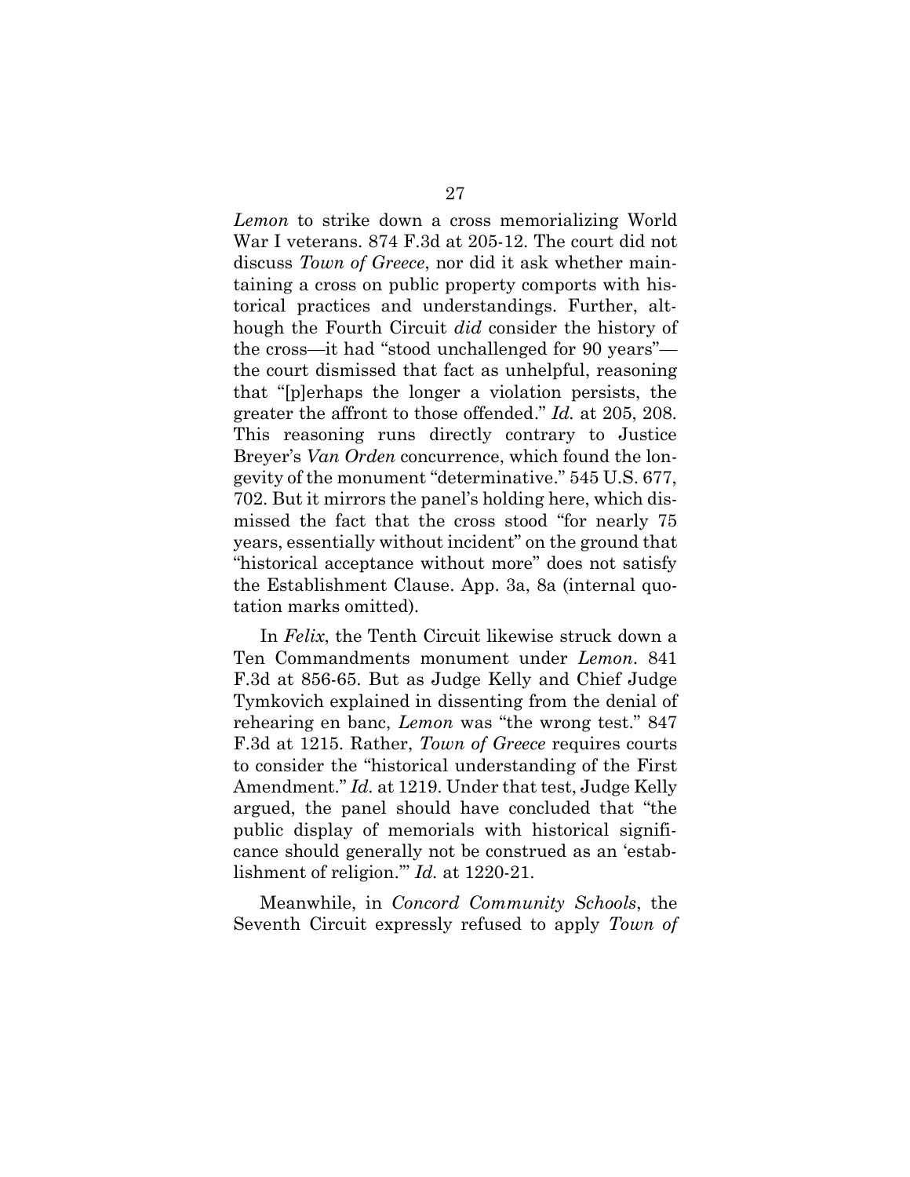*Lemon* to strike down a cross memorializing World War I veterans. 874 F.3d at 205-12. The court did not discuss *Town of Greece*, nor did it ask whether maintaining a cross on public property comports with historical practices and understandings. Further, although the Fourth Circuit *did* consider the history of the cross—it had "stood unchallenged for 90 years"—the court dismissed that fact as unhelpful, reasoning that "[p]erhaps the longer a violation persists, the greater the affront to those offended." *Id.* at 205, 208. This reasoning runs directly contrary to Justice Breyer's *Van Orden* concurrence, which found the longevity of the monument "determinative." 545 U.S. 677, 702. But it mirrors the panel's holding here, which dismissed the fact that the cross stood "for nearly 75 years, essentially without incident" on the ground that "historical acceptance without more" does not satisfy the Establishment Clause. App. 3a, 8a (internal quotation marks omitted).

In *Felix*, the Tenth Circuit likewise struck down a Ten Commandments monument under *Lemon*. 841 F.3d at 856-65. But as Judge Kelly and Chief Judge Tymkovich explained in dissenting from the denial of rehearing en banc, *Lemon* was "the wrong test." 847 F.3d at 1215. Rather, *Town of Greece* requires courts to consider the "historical understanding of the First Amendment." *Id.* at 1219. Under that test, Judge Kelly argued, the panel should have concluded that "the public display of memorials with historical significance should generally not be construed as an 'establishment of religion.'" *Id.* at 1220-21.

Meanwhile, in *Concord Community Schools*, the Seventh Circuit expressly refused to apply *Town of*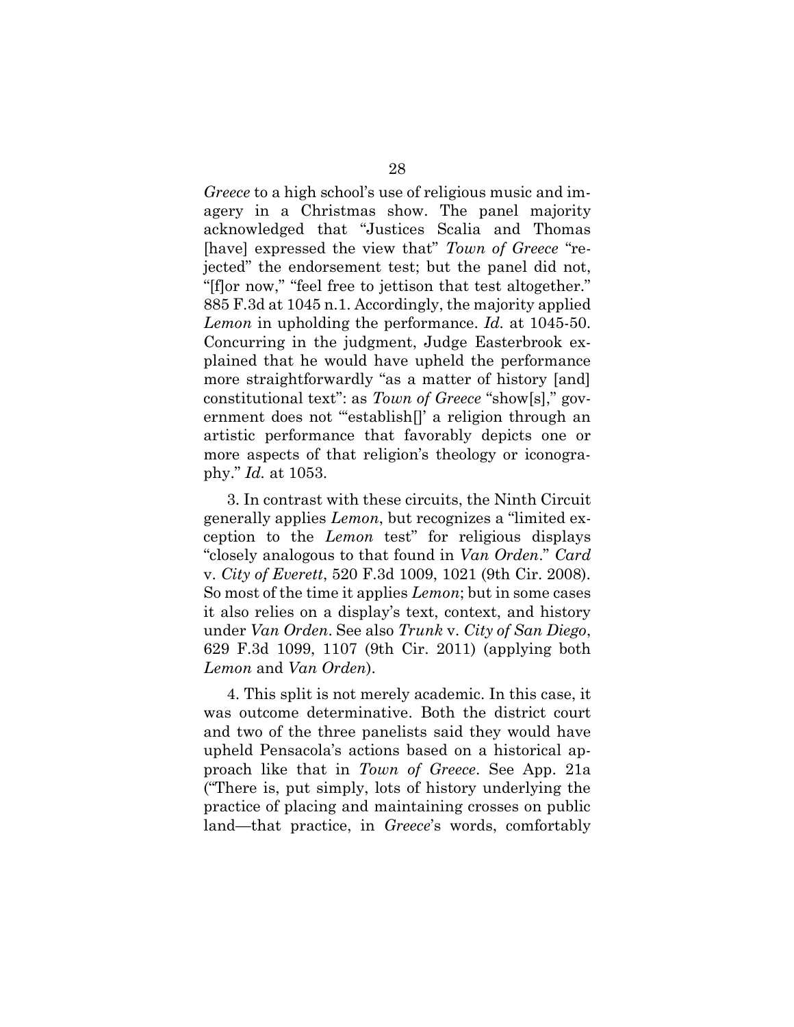*Greece* to a high school's use of religious music and imagery in a Christmas show. The panel majority acknowledged that "Justices Scalia and Thomas [have] expressed the view that" *Town of Greece* "rejected" the endorsement test; but the panel did not, "[f]or now," "feel free to jettison that test altogether." 885 F.3d at 1045 n.1. Accordingly, the majority applied *Lemon* in upholding the performance. *Id.* at 1045-50. Concurring in the judgment, Judge Easterbrook explained that he would have upheld the performance more straightforwardly "as a matter of history [and] constitutional text": as *Town of Greece* "show[s]," government does not "'establish[]' a religion through an artistic performance that favorably depicts one or more aspects of that religion's theology or iconography." *Id.* at 1053.

3. In contrast with these circuits, the Ninth Circuit generally applies *Lemon*, but recognizes a "limited exception to the *Lemon* test" for religious displays "closely analogous to that found in *Van Orden*." *Card* v. *City of Everett*, 520 F.3d 1009, 1021 (9th Cir. 2008). So most of the time it applies *Lemon*; but in some cases it also relies on a display's text, context, and history under *Van Orden*. See also *Trunk* v. *City of San Diego*, 629 F.3d 1099, 1107 (9th Cir. 2011) (applying both *Lemon* and *Van Orden*).

4. This split is not merely academic. In this case, it was outcome determinative. Both the district court and two of the three panelists said they would have upheld Pensacola's actions based on a historical approach like that in *Town of Greece*. See App. 21a ("There is, put simply, lots of history underlying the practice of placing and maintaining crosses on public land—that practice, in *Greece*'s words, comfortably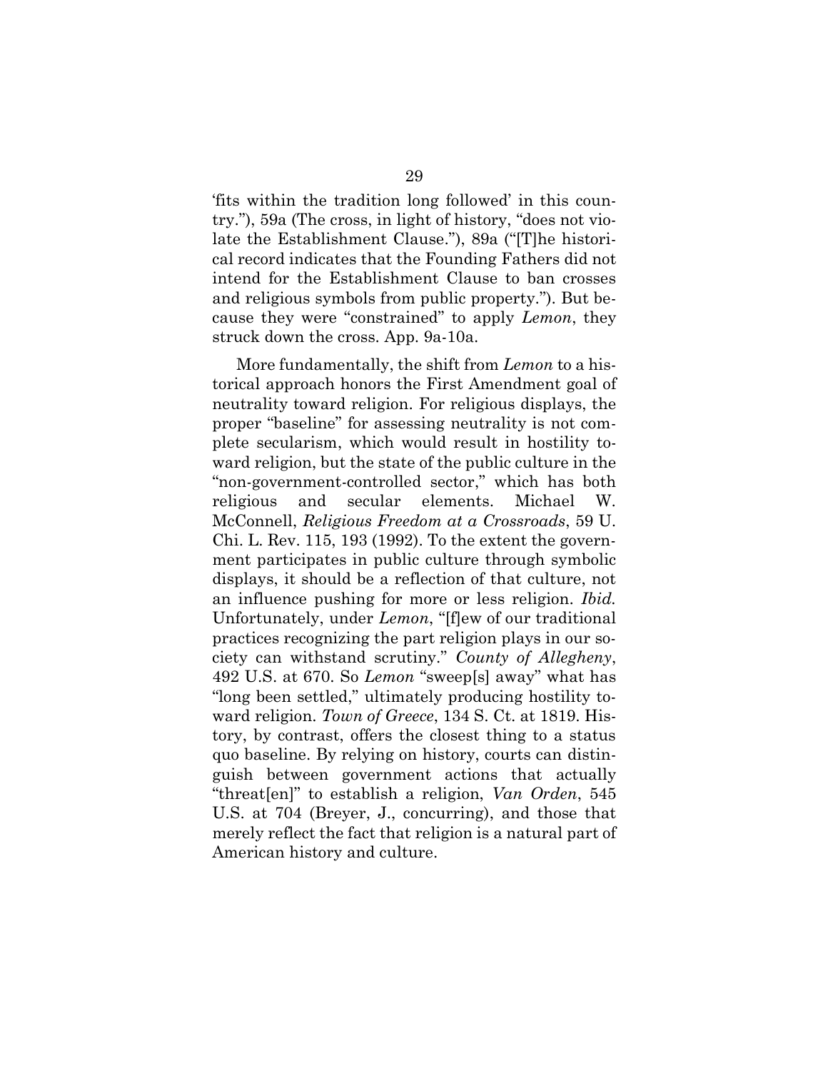'fits within the tradition long followed' in this country."), 59a (The cross, in light of history, "does not violate the Establishment Clause."), 89a ("[T]he historical record indicates that the Founding Fathers did not intend for the Establishment Clause to ban crosses and religious symbols from public property."). But because they were "constrained" to apply *Lemon*, they struck down the cross. App. 9a-10a.

More fundamentally, the shift from *Lemon* to a historical approach honors the First Amendment goal of neutrality toward religion. For religious displays, the proper "baseline" for assessing neutrality is not complete secularism, which would result in hostility toward religion, but the state of the public culture in the "non-government-controlled sector," which has both religious and secular elements. Michael W. McConnell, *Religious Freedom at a Crossroads*, 59 U. Chi. L. Rev. 115, 193 (1992). To the extent the government participates in public culture through symbolic displays, it should be a reflection of that culture, not an influence pushing for more or less religion. *Ibid.* Unfortunately, under *Lemon*, "[f]ew of our traditional practices recognizing the part religion plays in our society can withstand scrutiny." *County of Allegheny*, 492 U.S. at 670. So *Lemon* "sweep[s] away" what has "long been settled," ultimately producing hostility toward religion. *Town of Greece*, 134 S. Ct. at 1819. History, by contrast, offers the closest thing to a status quo baseline. By relying on history, courts can distinguish between government actions that actually "threat[en]" to establish a religion, *Van Orden*, 545 U.S. at 704 (Breyer, J., concurring), and those that merely reflect the fact that religion is a natural part of American history and culture.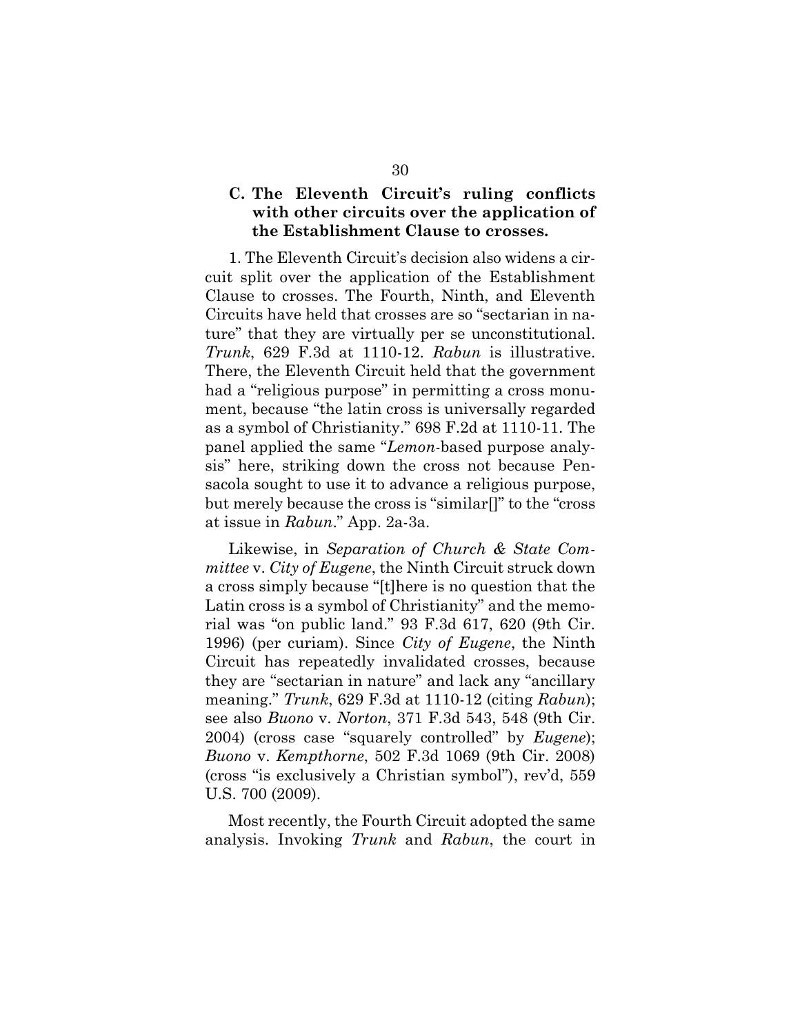### C. The Eleventh Circuit's ruling conflicts with other circuits over the application of the Establishment Clause to crosses.

1. The Eleventh Circuit's decision also widens a circuit split over the application of the Establishment Clause to crosses. The Fourth, Ninth, and Eleventh Circuits have held that crosses are so "sectarian in nature" that they are virtually per se unconstitutional. *Trunk*, 629 F.3d at 1110-12. *Rabun* is illustrative. There, the Eleventh Circuit held that the government had a "religious purpose" in permitting a cross monument, because "the latin cross is universally regarded as a symbol of Christianity." 698 F.2d at 1110-11. The panel applied the same "*Lemon*-based purpose analysis" here, striking down the cross not because Pensacola sought to use it to advance a religious purpose, but merely because the cross is "similar[]" to the "cross at issue in *Rabun*." App. 2a-3a.

Likewise, in *Separation of Church & State Committee* v. *City of Eugene*, the Ninth Circuit struck down a cross simply because "[t]here is no question that the Latin cross is a symbol of Christianity" and the memorial was "on public land." 93 F.3d 617, 620 (9th Cir. 1996) (per curiam). Since *City of Eugene*, the Ninth Circuit has repeatedly invalidated crosses, because they are "sectarian in nature" and lack any "ancillary meaning." *Trunk*, 629 F.3d at 1110-12 (citing *Rabun*); see also *Buono* v. *Norton*, 371 F.3d 543, 548 (9th Cir. 2004) (cross case "squarely controlled" by *Eugene*); *Buono* v. *Kempthorne*, 502 F.3d 1069 (9th Cir. 2008) (cross "is exclusively a Christian symbol"), rev'd, 559 U.S. 700 (2009).

Most recently, the Fourth Circuit adopted the same analysis. Invoking *Trunk* and *Rabun*, the court in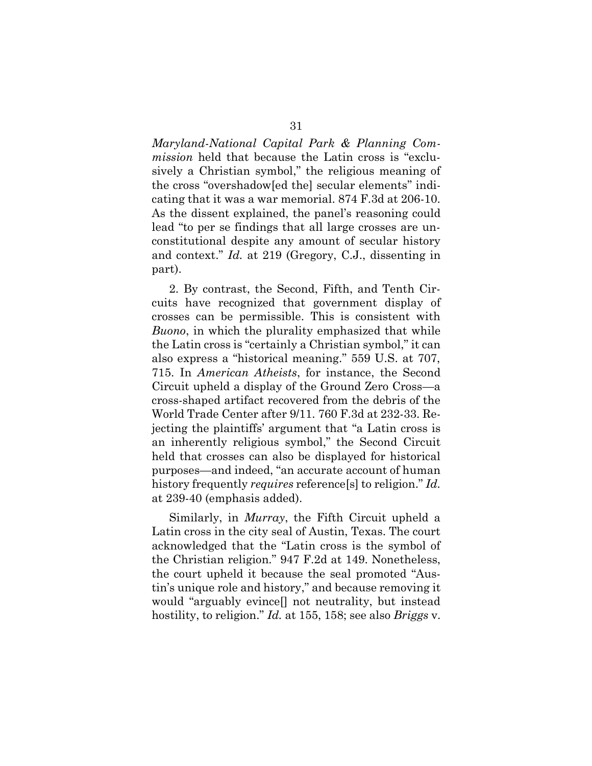*Maryland-National Capital Park & Planning Commission* held that because the Latin cross is "exclusively a Christian symbol," the religious meaning of the cross "overshadow[ed the] secular elements" indicating that it was a war memorial. 874 F.3d at 206-10. As the dissent explained, the panel's reasoning could lead "to per se findings that all large crosses are unconstitutional despite any amount of secular history and context." *Id.* at 219 (Gregory, C.J., dissenting in part).

2. By contrast, the Second, Fifth, and Tenth Circuits have recognized that government display of crosses can be permissible. This is consistent with *Buono*, in which the plurality emphasized that while the Latin cross is "certainly a Christian symbol," it can also express a "historical meaning." 559 U.S. at 707, 715. In *American Atheists*, for instance, the Second Circuit upheld a display of the Ground Zero Cross—a cross-shaped artifact recovered from the debris of the World Trade Center after 9/11. 760 F.3d at 232-33. Rejecting the plaintiffs' argument that "a Latin cross is an inherently religious symbol," the Second Circuit held that crosses can also be displayed for historical purposes—and indeed, "an accurate account of human history frequently *requires* reference[s] to religion." *Id.* at 239-40 (emphasis added).

Similarly, in *Murray*, the Fifth Circuit upheld a Latin cross in the city seal of Austin, Texas. The court acknowledged that the "Latin cross is the symbol of the Christian religion." 947 F.2d at 149. Nonetheless, the court upheld it because the seal promoted "Austin's unique role and history," and because removing it would "arguably evince[] not neutrality, but instead hostility, to religion." *Id.* at 155, 158; see also *Briggs* v.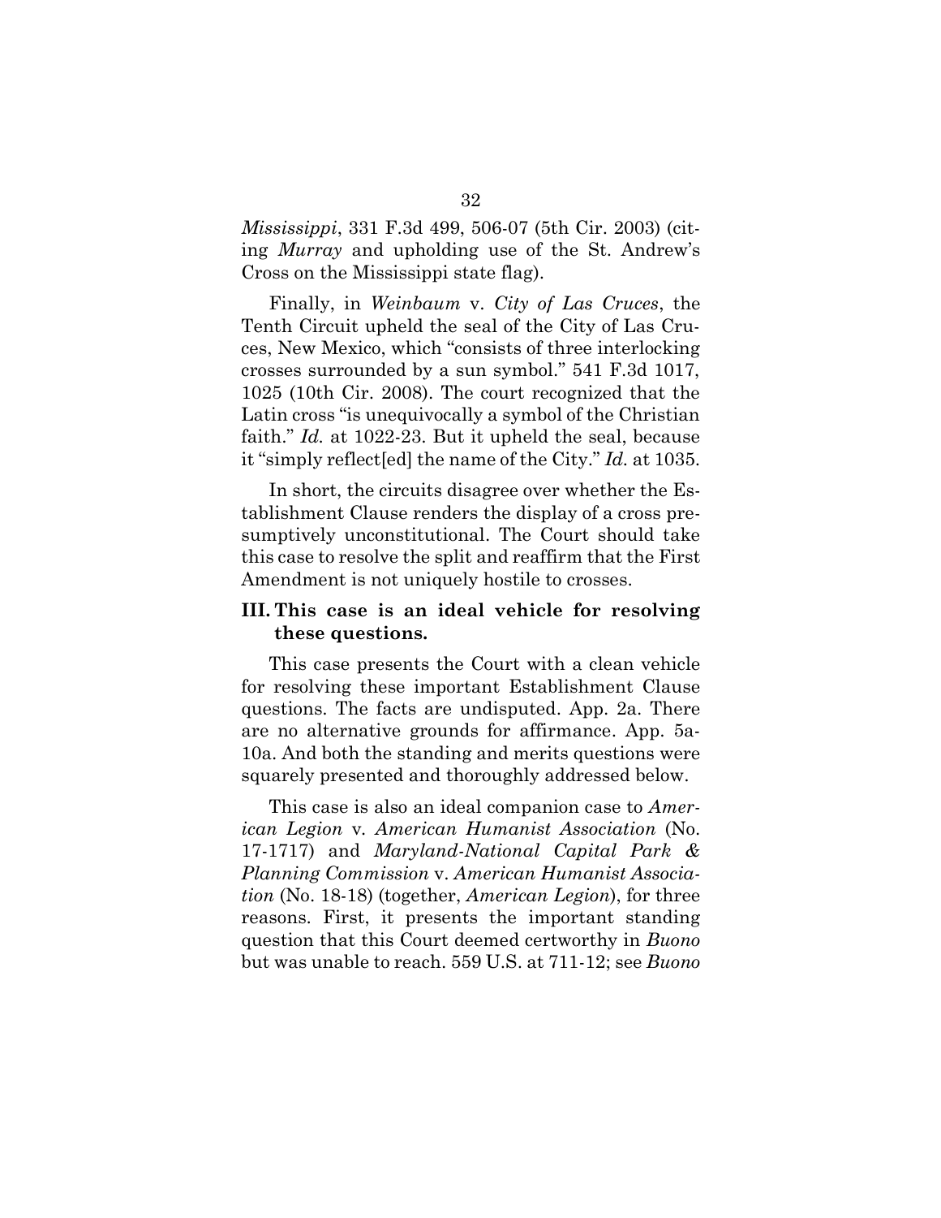*Mississippi*, 331 F.3d 499, 506-07 (5th Cir. 2003) (citing *Murray* and upholding use of the St. Andrew's Cross on the Mississippi state flag).

Finally, in *Weinbaum* v. *City of Las Cruces*, the Tenth Circuit upheld the seal of the City of Las Cruces, New Mexico, which "consists of three interlocking crosses surrounded by a sun symbol." 541 F.3d 1017, 1025 (10th Cir. 2008). The court recognized that the Latin cross "is unequivocally a symbol of the Christian faith." *Id.* at 1022-23. But it upheld the seal, because it "simply reflect[ed] the name of the City." *Id.* at 1035.

In short, the circuits disagree over whether the Establishment Clause renders the display of a cross presumptively unconstitutional. The Court should take this case to resolve the split and reaffirm that the First Amendment is not uniquely hostile to crosses.

### III. This case is an ideal vehicle for resolving these questions.

This case presents the Court with a clean vehicle for resolving these important Establishment Clause questions. The facts are undisputed. App. 2a. There are no alternative grounds for affirmance. App. 5a-10a. And both the standing and merits questions were squarely presented and thoroughly addressed below.

This case is also an ideal companion case to *American Legion* v. *American Humanist Association* (No. 17-1717) and *Maryland-National Capital Park & Planning Commission* v. *American Humanist Association* (No. 18-18) (together, *American Legion*), for three reasons. First, it presents the important standing question that this Court deemed certworthy in *Buono* but was unable to reach. 559 U.S. at 711-12; see *Buono*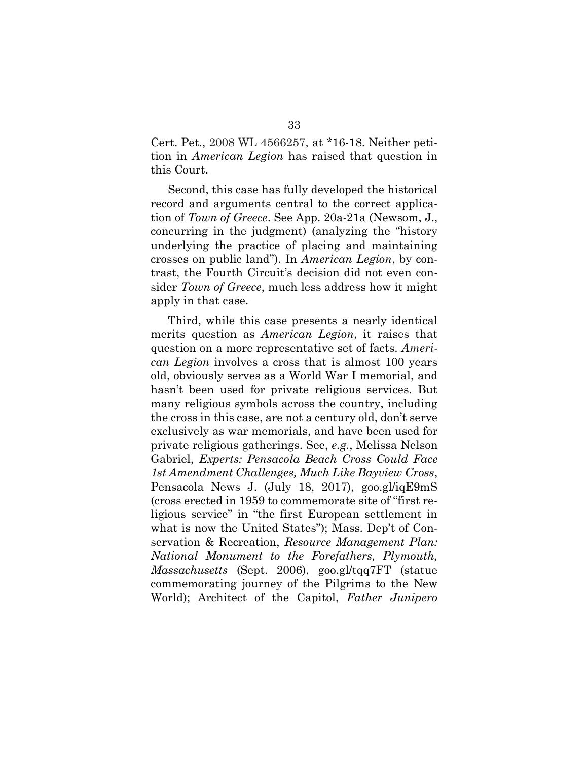Cert. Pet., 2008 WL 4566257, at *16-18. Neither petition in *American Legion* has raised that question in this Court.

Second, this case has fully developed the historical record and arguments central to the correct application of *Town of Greece*. See App. 20a-21a (Newsom, J., concurring in the judgment) (analyzing the "history underlying the practice of placing and maintaining crosses on public land"). In *American Legion*, by contrast, the Fourth Circuit's decision did not even consider *Town of Greece*, much less address how it might apply in that case.

Third, while this case presents a nearly identical merits question as *American Legion*, it raises that question on a more representative set of facts. *American Legion* involves a cross that is almost 100 years old, obviously serves as a World War I memorial, and hasn't been used for private religious services. But many religious symbols across the country, including the cross in this case, are not a century old, don't serve exclusively as war memorials, and have been used for private religious gatherings. See, *e.g.*, Melissa Nelson Gabriel, *Experts: Pensacola Beach Cross Could Face 1st Amendment Challenges, Much Like Bayview Cross*, Pensacola News J. (July 18, 2017), goo.gl/iqE9mS (cross erected in 1959 to commemorate site of "first religious service" in "the first European settlement in what is now the United States"); Mass. Dep't of Conservation & Recreation, *Resource Management Plan: National Monument to the Forefathers, Plymouth, Massachusetts* (Sept. 2006), goo.gl/tqq7FT (statue commemorating journey of the Pilgrims to the New World); Architect of the Capitol, *Father Junipero*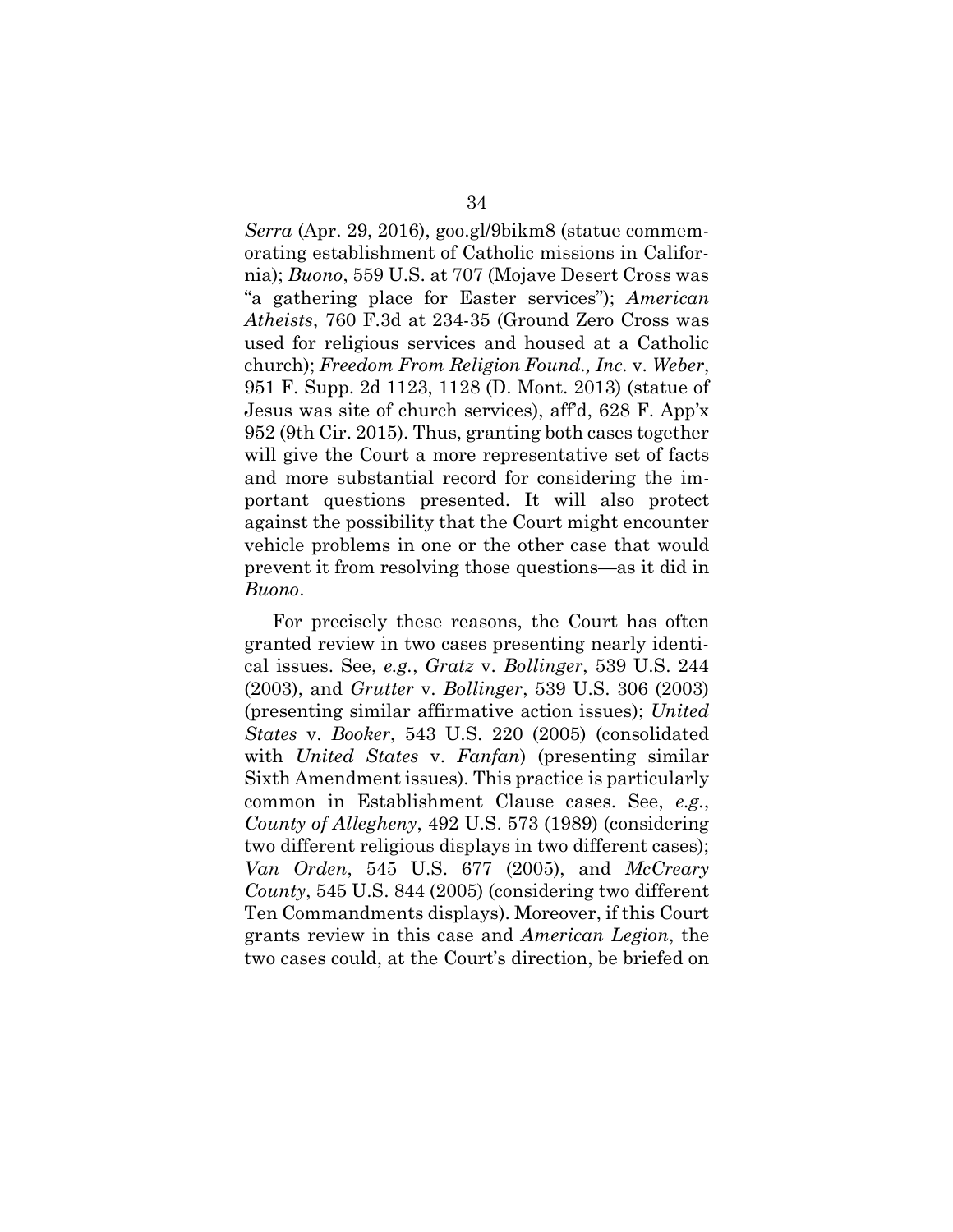*Serra* (Apr. 29, 2016), goo.gl/9bikm8 (statue commemorating establishment of Catholic missions in California); *Buono*, 559 U.S. at 707 (Mojave Desert Cross was "a gathering place for Easter services"); *American Atheists*, 760 F.3d at 234-35 (Ground Zero Cross was used for religious services and housed at a Catholic church); *Freedom From Religion Found., Inc.* v. *Weber*, 951 F. Supp. 2d 1123, 1128 (D. Mont. 2013) (statue of Jesus was site of church services), aff'd, 628 F. App'x 952 (9th Cir. 2015). Thus, granting both cases together will give the Court a more representative set of facts and more substantial record for considering the important questions presented. It will also protect against the possibility that the Court might encounter vehicle problems in one or the other case that would prevent it from resolving those questions—as it did in *Buono*.

For precisely these reasons, the Court has often granted review in two cases presenting nearly identical issues. See, *e.g.*, *Gratz* v. *Bollinger*, 539 U.S. 244 (2003), and *Grutter* v. *Bollinger*, 539 U.S. 306 (2003) (presenting similar affirmative action issues); *United States* v. *Booker*, 543 U.S. 220 (2005) (consolidated with *United States* v. *Fanfan*) (presenting similar Sixth Amendment issues). This practice is particularly common in Establishment Clause cases. See, *e.g.*, *County of Allegheny*, 492 U.S. 573 (1989) (considering two different religious displays in two different cases); *Van Orden*, 545 U.S. 677 (2005), and *McCreary County*, 545 U.S. 844 (2005) (considering two different Ten Commandments displays). Moreover, if this Court grants review in this case and *American Legion*, the two cases could, at the Court's direction, be briefed on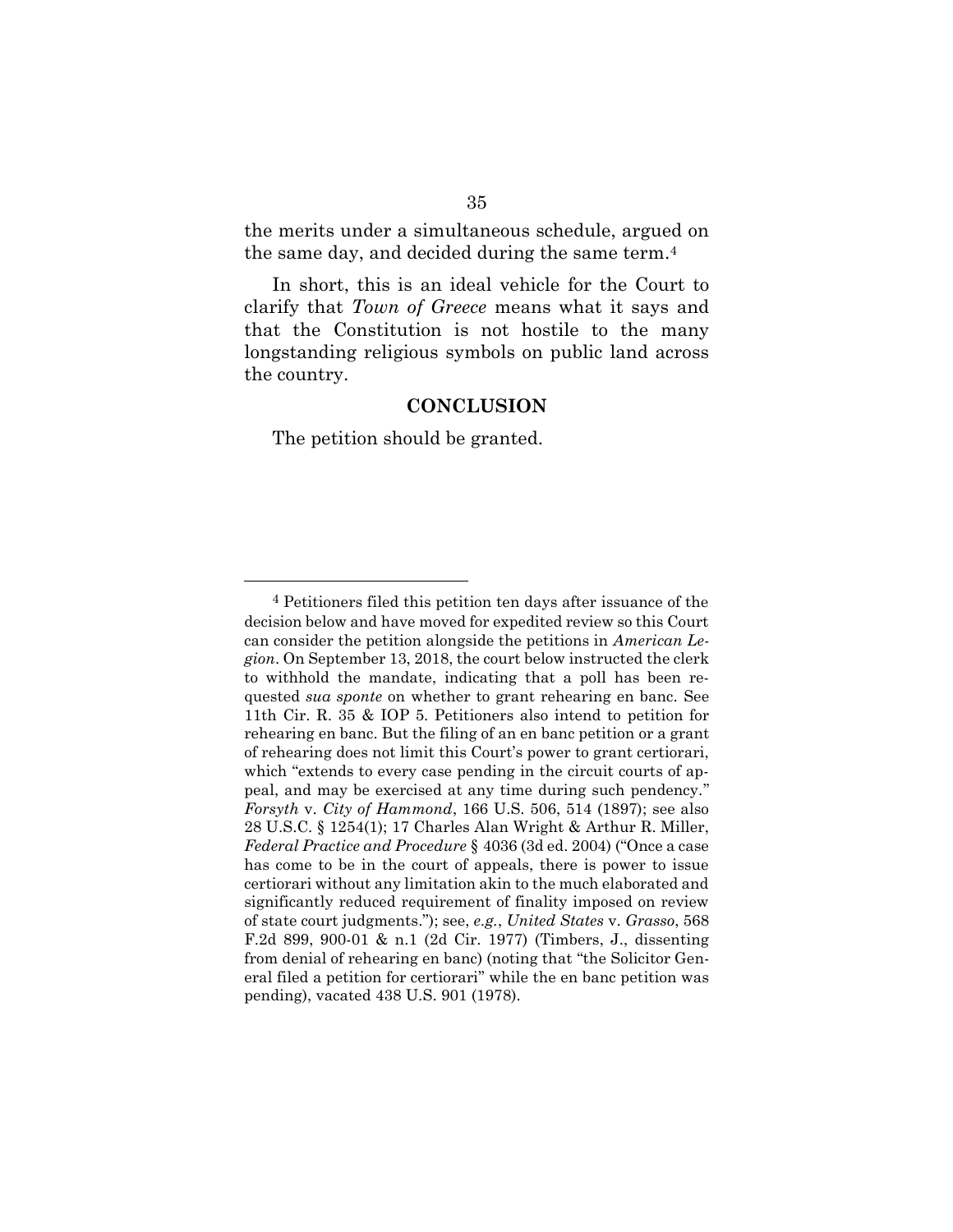the merits under a simultaneous schedule, argued on the same day, and decided during the same term.[4]

In short, this is an ideal vehicle for the Court to clarify that *Town of Greece* means what it says and that the Constitution is not hostile to the many longstanding religious symbols on public land across the country.

## CONCLUSION

The petition should be granted.

---

[4] Petitioners filed this petition ten days after issuance of the decision below and have moved for expedited review so this Court can consider the petition alongside the petitions in *American Legion*. On September 13, 2018, the court below instructed the clerk to withhold the mandate, indicating that a poll has been requested *sua sponte* on whether to grant rehearing en banc. See 11th Cir. R. 35 & IOP 5. Petitioners also intend to petition for rehearing en banc. But the filing of an en banc petition or a grant of rehearing does not limit this Court's power to grant certiorari, which "extends to every case pending in the circuit courts of appeal, and may be exercised at any time during such pendency." *Forsyth* v. *City of Hammond*, 166 U.S. 506, 514 (1897); see also 28 U.S.C. § 1254(1); 17 Charles Alan Wright & Arthur R. Miller, *Federal Practice and Procedure* § 4036 (3d ed. 2004) ("Once a case has come to be in the court of appeals, there is power to issue certiorari without any limitation akin to the much elaborated and significantly reduced requirement of finality imposed on review of state court judgments."); see, *e.g.*, *United States* v. *Grasso*, 568 F.2d 899, 900-01 & n.1 (2d Cir. 1977) (Timbers, J., dissenting from denial of rehearing en banc) (noting that "the Solicitor General filed a petition for certiorari" while the en banc petition was pending), vacated 438 U.S. 901 (1978).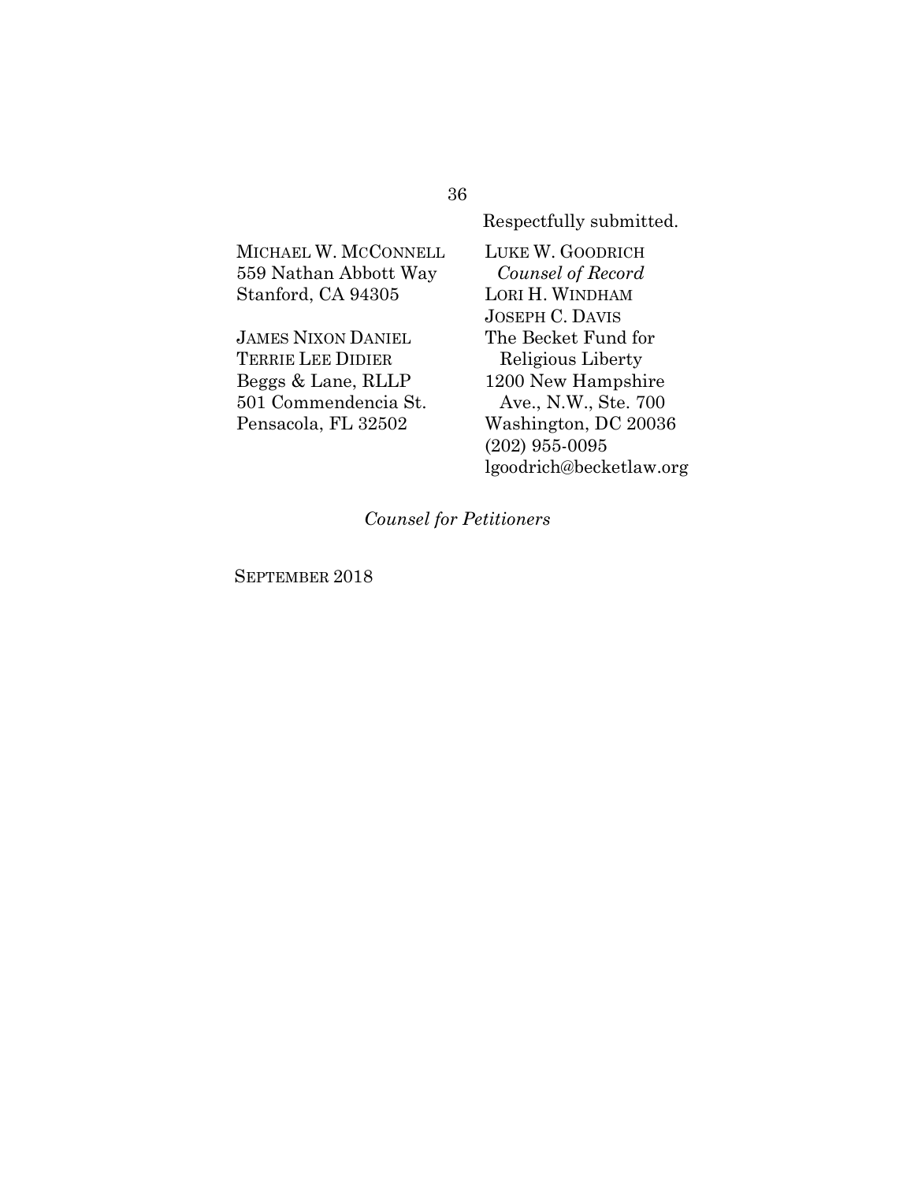Respectfully submitted.

MICHAEL W. MCCONNELL
559 Nathan Abbott Way
Stanford, CA 94305

JAMES NIXON DANIEL
TERRIE LEE DIDIER
Beggs & Lane, RLLP
501 Commendencia St.
Pensacola, FL 32502

LUKE W. GOODRICH
*Counsel of Record*
LORI H. WINDHAM
JOSEPH C. DAVIS
The Becket Fund for
Religious Liberty
1200 New Hampshire
Ave., N.W., Ste. 700
Washington, DC 20036
(202) 955-0095
lgoodrich@becketlaw.org

*Counsel for Petitioners*

SEPTEMBER 2018